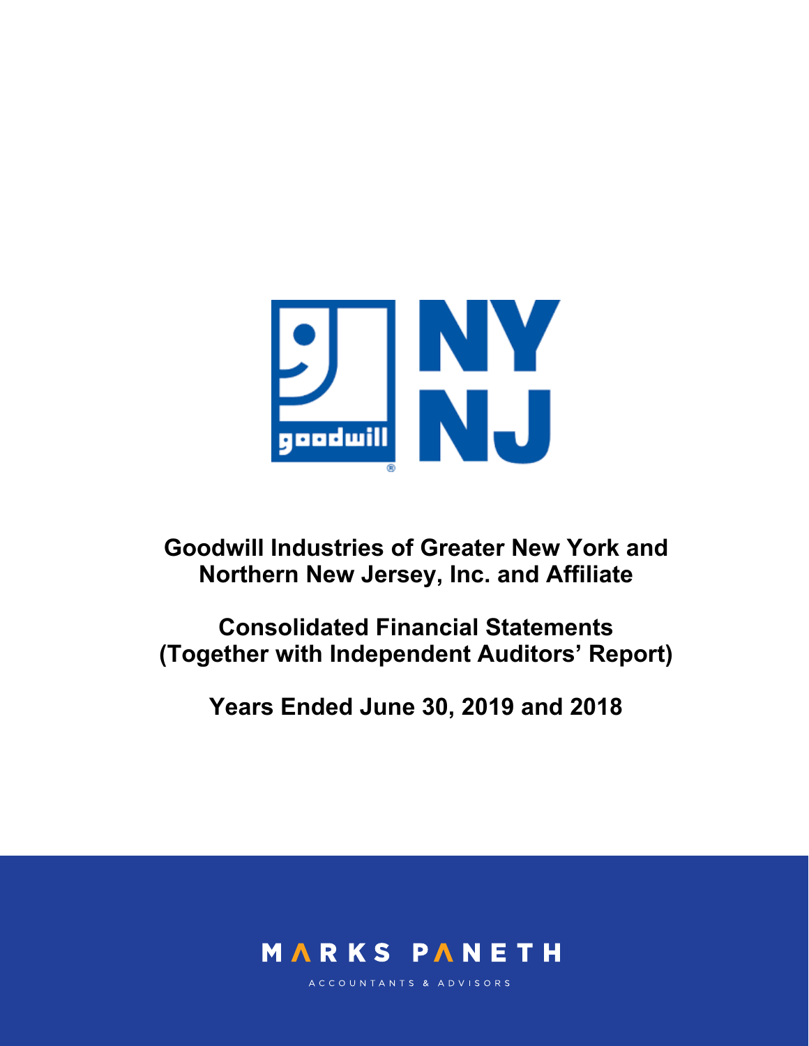# Goodwill Industries of Greater New York and Northern New Jersey, Inc. and Affiliate

## Consolidated Financial Statements (Together with Independent Auditors' Report)

## Years Ended June 30, 2019 and 2018

MARKS PANETH

ACCOUNTANTS & ADVISORS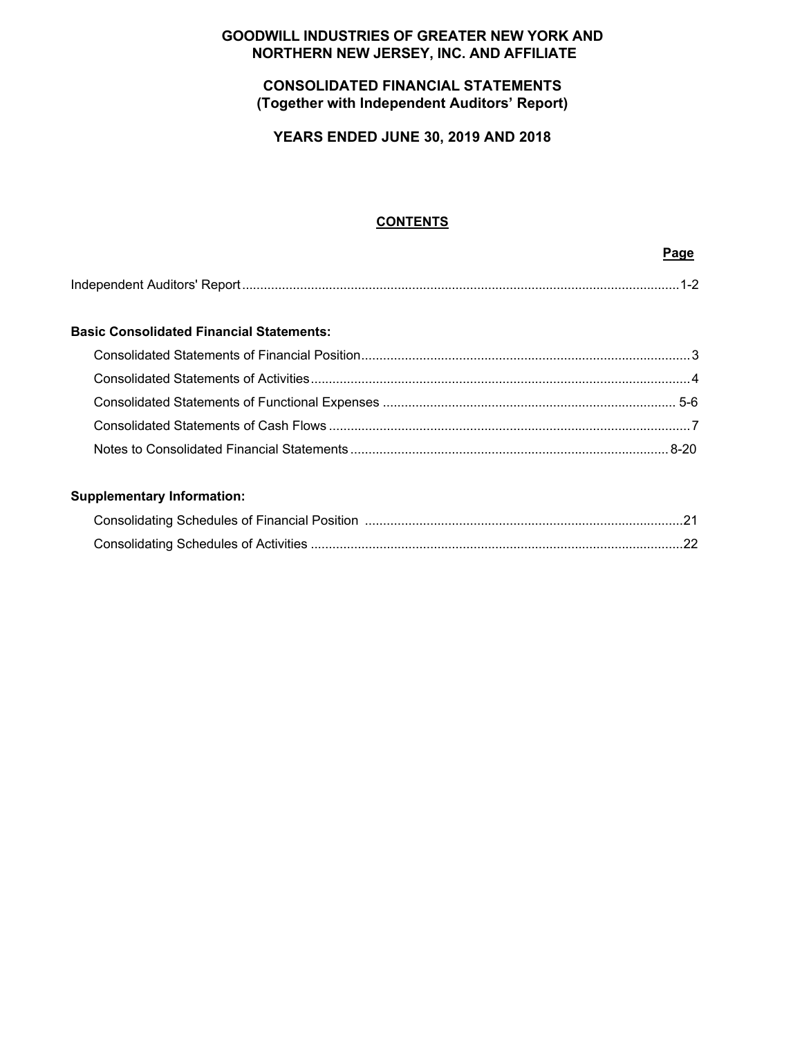# GOODWILL INDUSTRIES OF GREATER NEW YORK AND NORTHERN NEW JERSEY, INC. AND AFFILIATE

## CONSOLIDATED FINANCIAL STATEMENTS
## (Together with Independent Auditors' Report)

## YEARS ENDED JUNE 30, 2019 AND 2018

### CONTENTS

| | Page |
|---|---|
| Independent Auditors' Report | 1-2 |
| **Basic Consolidated Financial Statements:** | |
| Consolidated Statements of Financial Position | 3 |
| Consolidated Statements of Activities | 4 |
| Consolidated Statements of Functional Expenses | 5-6 |
| Consolidated Statements of Cash Flows | 7 |
| Notes to Consolidated Financial Statements | 8-20 |
| **Supplementary Information:** | |
| Consolidating Schedules of Financial Position | 21 |
| Consolidating Schedules of Activities | 22 |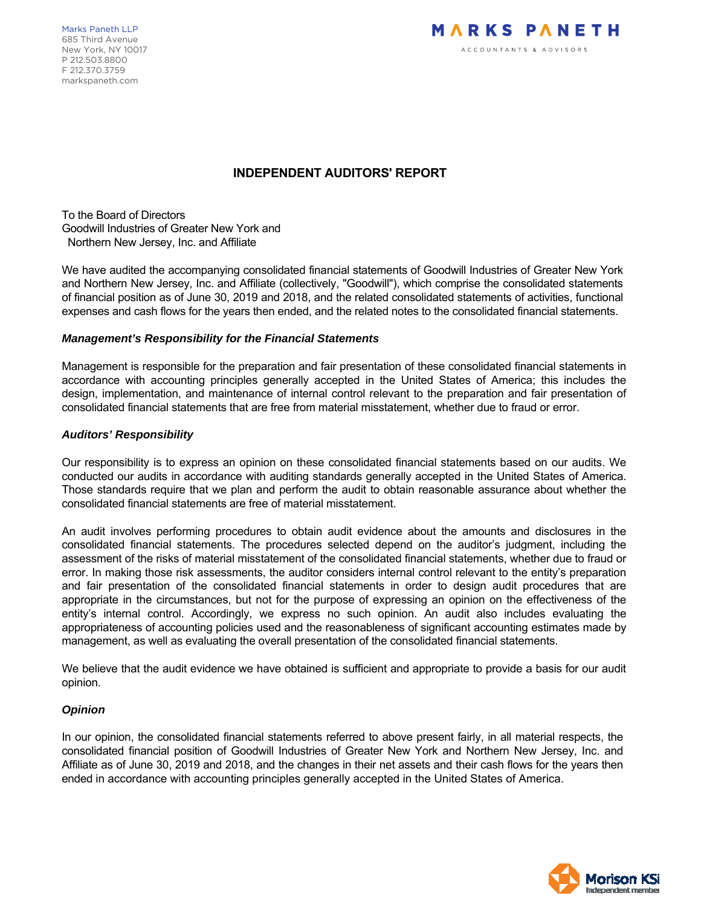Marks Paneth LLP
685 Third Avenue
New York, NY 10017
P 212.503.8800
F 212.370.3759
markspaneth.com

MARKS PANETH
ACCOUNTANTS & ADVISORS

# INDEPENDENT AUDITORS' REPORT

To the Board of Directors
Goodwill Industries of Greater New York and
Northern New Jersey, Inc. and Affiliate

We have audited the accompanying consolidated financial statements of Goodwill Industries of Greater New York and Northern New Jersey, Inc. and Affiliate (collectively, "Goodwill"), which comprise the consolidated statements of financial position as of June 30, 2019 and 2018, and the related consolidated statements of activities, functional expenses and cash flows for the years then ended, and the related notes to the consolidated financial statements.

### *Management's Responsibility for the Financial Statements*

Management is responsible for the preparation and fair presentation of these consolidated financial statements in accordance with accounting principles generally accepted in the United States of America; this includes the design, implementation, and maintenance of internal control relevant to the preparation and fair presentation of consolidated financial statements that are free from material misstatement, whether due to fraud or error.

### *Auditors' Responsibility*

Our responsibility is to express an opinion on these consolidated financial statements based on our audits. We conducted our audits in accordance with auditing standards generally accepted in the United States of America. Those standards require that we plan and perform the audit to obtain reasonable assurance about whether the consolidated financial statements are free of material misstatement.

An audit involves performing procedures to obtain audit evidence about the amounts and disclosures in the consolidated financial statements. The procedures selected depend on the auditor's judgment, including the assessment of the risks of material misstatement of the consolidated financial statements, whether due to fraud or error. In making those risk assessments, the auditor considers internal control relevant to the entity's preparation and fair presentation of the consolidated financial statements in order to design audit procedures that are appropriate in the circumstances, but not for the purpose of expressing an opinion on the effectiveness of the entity's internal control. Accordingly, we express no such opinion. An audit also includes evaluating the appropriateness of accounting policies used and the reasonableness of significant accounting estimates made by management, as well as evaluating the overall presentation of the consolidated financial statements.

We believe that the audit evidence we have obtained is sufficient and appropriate to provide a basis for our audit opinion.

### *Opinion*

In our opinion, the consolidated financial statements referred to above present fairly, in all material respects, the consolidated financial position of Goodwill Industries of Greater New York and Northern New Jersey, Inc. and Affiliate as of June 30, 2019 and 2018, and the changes in their net assets and their cash flows for the years then ended in accordance with accounting principles generally accepted in the United States of America.

Morison KSi
Independent member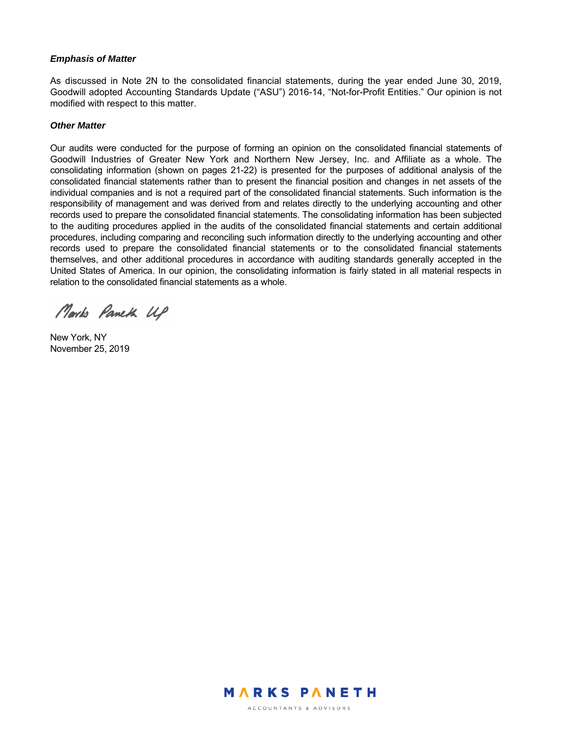***Emphasis of Matter***

As discussed in Note 2N to the consolidated financial statements, during the year ended June 30, 2019, Goodwill adopted Accounting Standards Update ("ASU") 2016-14, "Not-for-Profit Entities." Our opinion is not modified with respect to this matter.

***Other Matter***

Our audits were conducted for the purpose of forming an opinion on the consolidated financial statements of Goodwill Industries of Greater New York and Northern New Jersey, Inc. and Affiliate as a whole. The consolidating information (shown on pages 21-22) is presented for the purposes of additional analysis of the consolidated financial statements rather than to present the financial position and changes in net assets of the individual companies and is not a required part of the consolidated financial statements. Such information is the responsibility of management and was derived from and relates directly to the underlying accounting and other records used to prepare the consolidated financial statements. The consolidating information has been subjected to the auditing procedures applied in the audits of the consolidated financial statements and certain additional procedures, including comparing and reconciling such information directly to the underlying accounting and other records used to prepare the consolidated financial statements or to the consolidated financial statements themselves, and other additional procedures in accordance with auditing standards generally accepted in the United States of America. In our opinion, the consolidating information is fairly stated in all material respects in relation to the consolidated financial statements as a whole.

Marks Paneth LLP

New York, NY
November 25, 2019

MARKS PANETH
ACCOUNTANTS & ADVISORS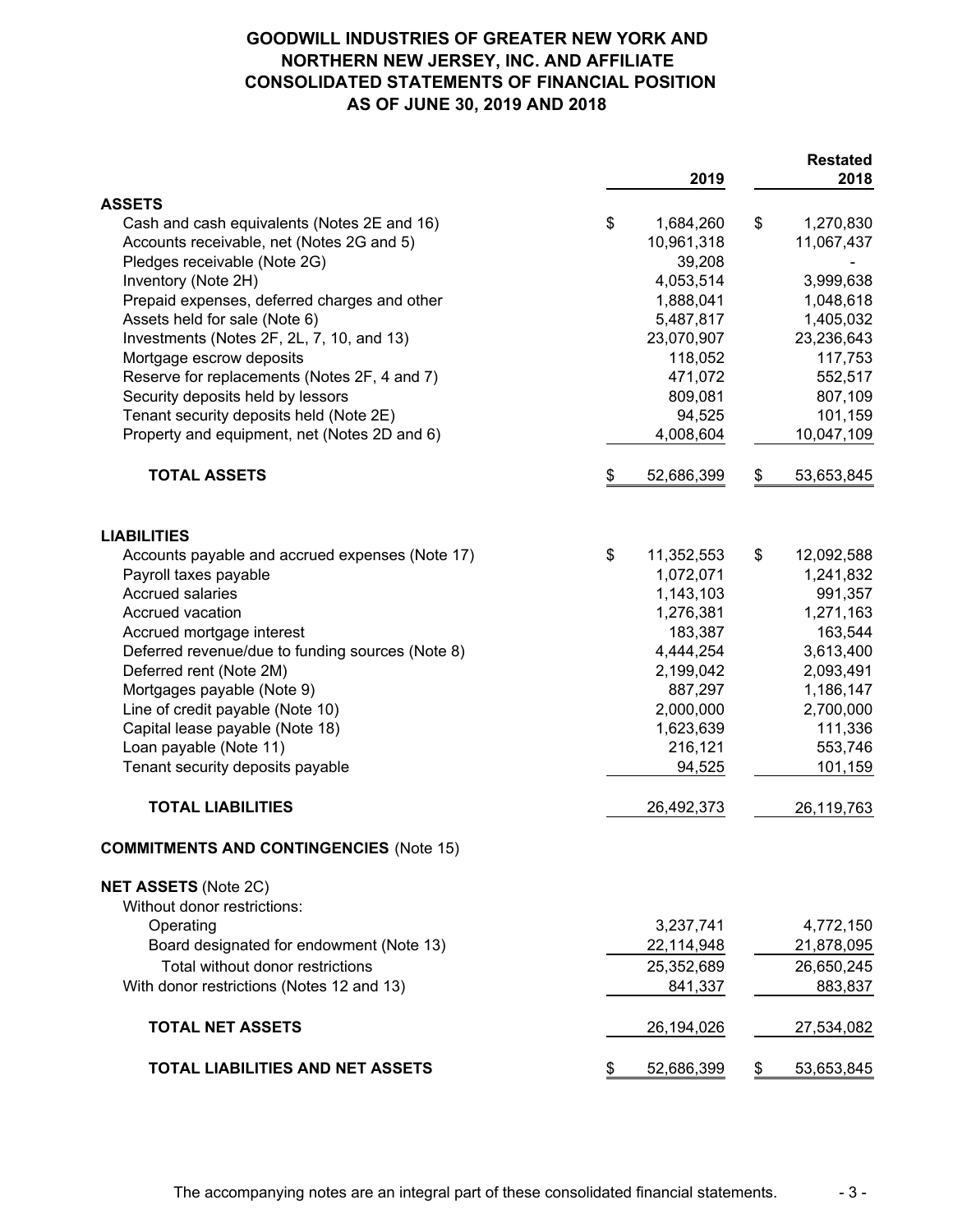# GOODWILL INDUSTRIES OF GREATER NEW YORK AND NORTHERN NEW JERSEY, INC. AND AFFILIATE
## CONSOLIDATED STATEMENTS OF FINANCIAL POSITION
## AS OF JUNE 30, 2019 AND 2018

| | 2019 | Restated 2018 |
|---|---|---|
| **ASSETS** | | |
| Cash and cash equivalents (Notes 2E and 16) | $ 1,684,260 | $ 1,270,830 |
| Accounts receivable, net (Notes 2G and 5) | 10,961,318 | 11,067,437 |
| Pledges receivable (Note 2G) | 39,208 | - |
| Inventory (Note 2H) | 4,053,514 | 3,999,638 |
| Prepaid expenses, deferred charges and other | 1,888,041 | 1,048,618 |
| Assets held for sale (Note 6) | 5,487,817 | 1,405,032 |
| Investments (Notes 2F, 2L, 7, 10, and 13) | 23,070,907 | 23,236,643 |
| Mortgage escrow deposits | 118,052 | 117,753 |
| Reserve for replacements (Notes 2F, 4 and 7) | 471,072 | 552,517 |
| Security deposits held by lessors | 809,081 | 807,109 |
| Tenant security deposits held (Note 2E) | 94,525 | 101,159 |
| Property and equipment, net (Notes 2D and 6) | 4,008,604 | 10,047,109 |
| **TOTAL ASSETS** | $ 52,686,399 | $ 53,653,845 |
| **LIABILITIES** | | |
| Accounts payable and accrued expenses (Note 17) | $ 11,352,553 | $ 12,092,588 |
| Payroll taxes payable | 1,072,071 | 1,241,832 |
| Accrued salaries | 1,143,103 | 991,357 |
| Accrued vacation | 1,276,381 | 1,271,163 |
| Accrued mortgage interest | 183,387 | 163,544 |
| Deferred revenue/due to funding sources (Note 8) | 4,444,254 | 3,613,400 |
| Deferred rent (Note 2M) | 2,199,042 | 2,093,491 |
| Mortgages payable (Note 9) | 887,297 | 1,186,147 |
| Line of credit payable (Note 10) | 2,000,000 | 2,700,000 |
| Capital lease payable (Note 18) | 1,623,639 | 111,336 |
| Loan payable (Note 11) | 216,121 | 553,746 |
| Tenant security deposits payable | 94,525 | 101,159 |
| **TOTAL LIABILITIES** | 26,492,373 | 26,119,763 |
| **COMMITMENTS AND CONTINGENCIES** (Note 15) | | |
| **NET ASSETS** (Note 2C) | | |
| Without donor restrictions: | | |
| Operating | 3,237,741 | 4,772,150 |
| Board designated for endowment (Note 13) | 22,114,948 | 21,878,095 |
| Total without donor restrictions | 25,352,689 | 26,650,245 |
| With donor restrictions (Notes 12 and 13) | 841,337 | 883,837 |
| **TOTAL NET ASSETS** | 26,194,026 | 27,534,082 |
| **TOTAL LIABILITIES AND NET ASSETS** | $ 52,686,399 | $ 53,653,845 |

The accompanying notes are an integral part of these consolidated financial statements.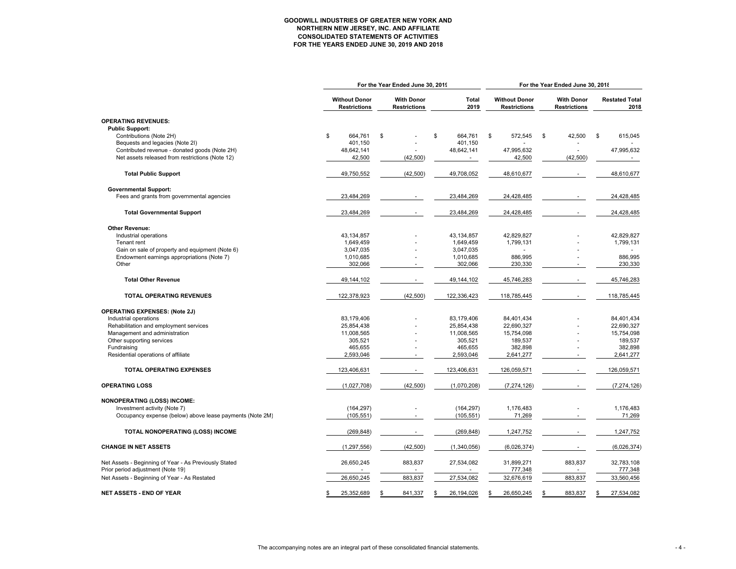**GOODWILL INDUSTRIES OF GREATER NEW YORK AND NORTHERN NEW JERSEY, INC. AND AFFILIATE**
**CONSOLIDATED STATEMENTS OF ACTIVITIES**
**FOR THE YEARS ENDED JUNE 30, 2019 AND 2018**

| | For the Year Ended June 30, 2019 | | | For the Year Ended June 30, 2018 | | |
|---|---|---|---|---|---|---|
| | Without Donor Restrictions | With Donor Restrictions | Total 2019 | Without Donor Restrictions | With Donor Restrictions | Restated Total 2018 |
| **OPERATING REVENUES:** | | | | | | |
| **Public Support:** | | | | | | |
| Contributions (Note 2H) | $ 664,761 | $ - | $ 664,761 | $ 572,545 | $ 42,500 | $ 615,045 |
| Bequests and legacies (Note 2I) | 401,150 | - | 401,150 | - | - | - |
| Contributed revenue - donated goods (Note 2H) | 48,642,141 | - | 48,642,141 | 47,995,632 | - | 47,995,632 |
| Net assets released from restrictions (Note 12) | 42,500 | (42,500) | - | 42,500 | (42,500) | - |
| **Total Public Support** | 49,750,552 | (42,500) | 49,708,052 | 48,610,677 | - | 48,610,677 |
| **Governmental Support:** | | | | | | |
| Fees and grants from governmental agencies | 23,484,269 | - | 23,484,269 | 24,428,485 | - | 24,428,485 |
| **Total Governmental Support** | 23,484,269 | - | 23,484,269 | 24,428,485 | - | 24,428,485 |
| **Other Revenue:** | | | | | | |
| Industrial operations | 43,134,857 | - | 43,134,857 | 42,829,827 | - | 42,829,827 |
| Tenant rent | 1,649,459 | - | 1,649,459 | 1,799,131 | - | 1,799,131 |
| Gain on sale of property and equipment (Note 6) | 3,047,035 | - | 3,047,035 | - | - | - |
| Endowment earnings appropriations (Note 7) | 1,010,685 | - | 1,010,685 | 886,995 | - | 886,995 |
| Other | 302,066 | - | 302,066 | 230,330 | - | 230,330 |
| **Total Other Revenue** | 49,144,102 | - | 49,144,102 | 45,746,283 | - | 45,746,283 |
| **TOTAL OPERATING REVENUES** | 122,378,923 | (42,500) | 122,336,423 | 118,785,445 | - | 118,785,445 |
| **OPERATING EXPENSES: (Note 2J)** | | | | | | |
| Industrial operations | 83,179,406 | - | 83,179,406 | 84,401,434 | - | 84,401,434 |
| Rehabilitation and employment services | 25,854,438 | - | 25,854,438 | 22,690,327 | - | 22,690,327 |
| Management and administration | 11,008,565 | - | 11,008,565 | 15,754,098 | - | 15,754,098 |
| Other supporting services | 305,521 | - | 305,521 | 189,537 | - | 189,537 |
| Fundraising | 465,655 | - | 465,655 | 382,898 | - | 382,898 |
| Residential operations of affiliate | 2,593,046 | - | 2,593,046 | 2,641,277 | - | 2,641,277 |
| **TOTAL OPERATING EXPENSES** | 123,406,631 | - | 123,406,631 | 126,059,571 | - | 126,059,571 |
| **OPERATING LOSS** | (1,027,708) | (42,500) | (1,070,208) | (7,274,126) | - | (7,274,126) |
| **NONOPERATING (LOSS) INCOME:** | | | | | | |
| Investment activity (Note 7) | (164,297) | - | (164,297) | 1,176,483 | - | 1,176,483 |
| Occupancy expense (below) above lease payments (Note 2M) | (105,551) | - | (105,551) | 71,269 | - | 71,269 |
| **TOTAL NONOPERATING (LOSS) INCOME** | (269,848) | - | (269,848) | 1,247,752 | - | 1,247,752 |
| **CHANGE IN NET ASSETS** | (1,297,556) | (42,500) | (1,340,056) | (6,026,374) | - | (6,026,374) |
| Net Assets - Beginning of Year - As Previously Stated | 26,650,245 | 883,837 | 27,534,082 | 31,899,271 | 883,837 | 32,783,108 |
| Prior period adjustment (Note 19) | - | - | - | 777,348 | - | 777,348 |
| Net Assets - Beginning of Year - As Restated | 26,650,245 | 883,837 | 27,534,082 | 32,676,619 | 883,837 | 33,560,456 |
| **NET ASSETS - END OF YEAR** | $ 25,352,689 | $ 841,337 | $ 26,194,026 | $ 26,650,245 | $ 883,837 | $ 27,534,082 |

The accompanying notes are an integral part of these consolidated financial statements.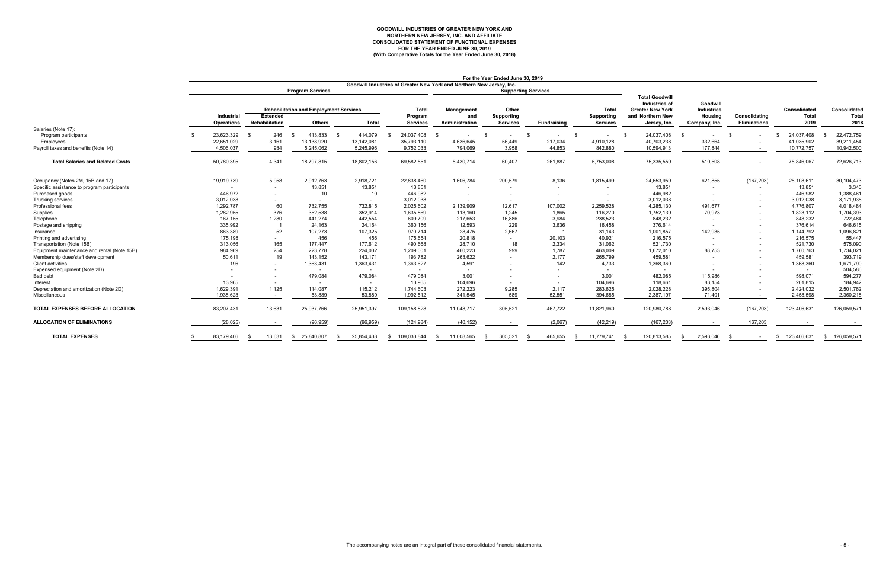# GOODWILL INDUSTRIES OF GREATER NEW YORK AND NORTHERN NEW JERSEY, INC. AND AFFILIATE
## CONSOLIDATED STATEMENT OF FUNCTIONAL EXPENSES
### FOR THE YEAR ENDED JUNE 30, 2019
### (With Comparative Totals for the Year Ended June 30, 2018)

| | For the Year Ended June 30, 2019 | | | | | | | | | | | | | | |
|---|---|---|---|---|---|---|---|---|---|---|---|---|---|---|---|
| | Goodwill Industries of Greater New York and Northern New Jersey, Inc. | | | | | | | | | | | | | | |
| | Program Services | | | | | Supporting Services | | | | | | | | | |
| | | Rehabilitation and Employment Services | | | | | | | | | | | | | |
| | Industrial Operations | Extended Rehabilitation | Others | Total | Total Program Services | Management and Administration | Other Supporting Services | Fundraising | Total Supporting Services | Total Goodwill Industries of Greater New York and Northern New Jersey, Inc. | Goodwill Industries Housing Company, Inc. | Consolidating Eliminations | Consolidated Total 2019 | Consolidated Total 2018 |
| Salaries (Note 17): | | | | | | | | | | | | | | |
| Program participants | $ 23,623,329 | $ 246 | $ 413,833 | $ 414,079 | $ 24,037,408 | $ - | $ - | $ - | $ - | $ 24,037,408 | $ - | $ - | $ 24,037,408 | $ 22,472,759 |
| Employees | 22,651,029 | 3,161 | 13,138,920 | 13,142,081 | 35,793,110 | 4,636,645 | 56,449 | 217,034 | 4,910,128 | 40,703,238 | 332,664 | - | 41,035,902 | 39,211,454 |
| Payroll taxes and benefits (Note 14) | 4,506,037 | 934 | 5,245,062 | 5,245,996 | 9,752,033 | 794,069 | 3,958 | 44,853 | 842,880 | 10,594,913 | 177,844 | - | 10,772,757 | 10,942,500 |
| **Total Salaries and Related Costs** | 50,780,395 | 4,341 | 18,797,815 | 18,802,156 | 69,582,551 | 5,430,714 | 60,407 | 261,887 | 5,753,008 | 75,335,559 | 510,508 | - | 75,846,067 | 72,626,713 |
| Occupancy (Notes 2M, 15B and 17) | 19,919,739 | 5,958 | 2,912,763 | 2,918,721 | 22,838,460 | 1,606,784 | 200,579 | 8,136 | 1,815,499 | 24,653,959 | 621,855 | (167,203) | 25,108,611 | 30,104,473 |
| Specific assistance to program participants | - | - | 13,851 | 13,851 | 13,851 | - | - | - | - | 13,851 | - | - | 13,851 | 3,340 |
| Purchased goods | 446,972 | - | 10 | 10 | 446,982 | - | - | - | - | 446,982 | - | - | 446,982 | 1,388,461 |
| Trucking services | 3,012,038 | - | - | - | 3,012,038 | - | - | - | - | 3,012,038 | - | - | 3,012,038 | 3,171,935 |
| Professional fees | 1,292,787 | 60 | 732,755 | 732,815 | 2,025,602 | 2,139,909 | 12,617 | 107,002 | 2,259,528 | 4,285,130 | 491,677 | - | 4,776,807 | 4,018,484 |
| Supplies | 1,282,955 | 376 | 352,538 | 352,914 | 1,635,869 | 113,160 | 1,245 | 1,865 | 116,270 | 1,752,139 | 70,973 | - | 1,823,112 | 1,704,393 |
| Telephone | 167,155 | 1,280 | 441,274 | 442,554 | 609,709 | 217,653 | 16,886 | 3,984 | 238,523 | 848,232 | - | - | 848,232 | 722,484 |
| Postage and shipping | 335,992 | 1 | 24,163 | 24,164 | 360,156 | 12,593 | 229 | 3,636 | 16,458 | 376,614 | - | - | 376,614 | 646,615 |
| Insurance | 863,389 | 52 | 107,273 | 107,325 | 970,714 | 28,475 | 2,667 | 1 | 31,143 | 1,001,857 | 142,935 | - | 1,144,792 | 1,096,821 |
| Printing and advertising | 175,198 | - | 456 | 456 | 175,654 | 20,818 | - | 20,103 | 40,921 | 216,575 | - | - | 216,575 | 55,447 |
| Transportation (Note 15B) | 313,056 | 165 | 177,447 | 177,612 | 490,668 | 28,710 | 18 | 2,334 | 31,062 | 521,730 | - | - | 521,730 | 575,090 |
| Equipment maintenance and rental (Note 15B) | 984,969 | 254 | 223,778 | 224,032 | 1,209,001 | 460,223 | 999 | 1,787 | 463,009 | 1,672,010 | 88,753 | - | 1,760,763 | 1,734,021 |
| Membership dues/staff development | 50,611 | 19 | 143,152 | 143,171 | 193,782 | 263,622 | - | 2,177 | 265,799 | 459,581 | - | - | 459,581 | 393,719 |
| Client activities | 196 | - | 1,363,431 | 1,363,431 | 1,363,627 | 4,591 | - | 142 | 4,733 | 1,368,360 | - | - | 1,368,360 | 1,671,790 |
| Expensed equipment (Note 2D) | - | - | - | - | - | - | - | - | - | - | - | - | - | 504,586 |
| Bad debt | - | - | 479,084 | 479,084 | 479,084 | 3,001 | - | - | 3,001 | 482,085 | 115,986 | - | 598,071 | 594,277 |
| Interest | 13,965 | - | - | - | 13,965 | 104,696 | - | - | 104,696 | 118,661 | 83,154 | - | 201,815 | 184,942 |
| Depreciation and amortization (Note 2D) | 1,629,391 | 1,125 | 114,087 | 115,212 | 1,744,603 | 272,223 | 9,285 | 2,117 | 283,625 | 2,028,228 | 395,804 | - | 2,424,032 | 2,501,762 |
| Miscellaneous | 1,938,623 | - | 53,889 | 53,889 | 1,992,512 | 341,545 | 589 | 52,551 | 394,685 | 2,387,197 | 71,401 | - | 2,458,598 | 2,360,218 |
| **TOTAL EXPENSES BEFORE ALLOCATION** | 83,207,431 | 13,631 | 25,937,766 | 25,951,397 | 109,158,828 | 11,048,717 | 305,521 | 467,722 | 11,821,960 | 120,980,788 | 2,593,046 | (167,203) | 123,406,631 | 126,059,571 |
| **ALLOCATION OF ELIMINATIONS** | (28,025) | - | (96,959) | (96,959) | (124,984) | (40,152) | - | (2,067) | (42,219) | (167,203) | - | 167,203 | - | - |
| **TOTAL EXPENSES** | $ 83,179,406 | $ 13,631 | $ 25,840,807 | $ 25,854,438 | $ 109,033,844 | $ 11,008,565 | $ 305,521 | $ 465,655 | $ 11,779,741 | $ 120,813,585 | $ 2,593,046 | $ - | $ 123,406,631 | $ 126,059,571 |

The accompanying notes are an integral part of these consolidated financial statements.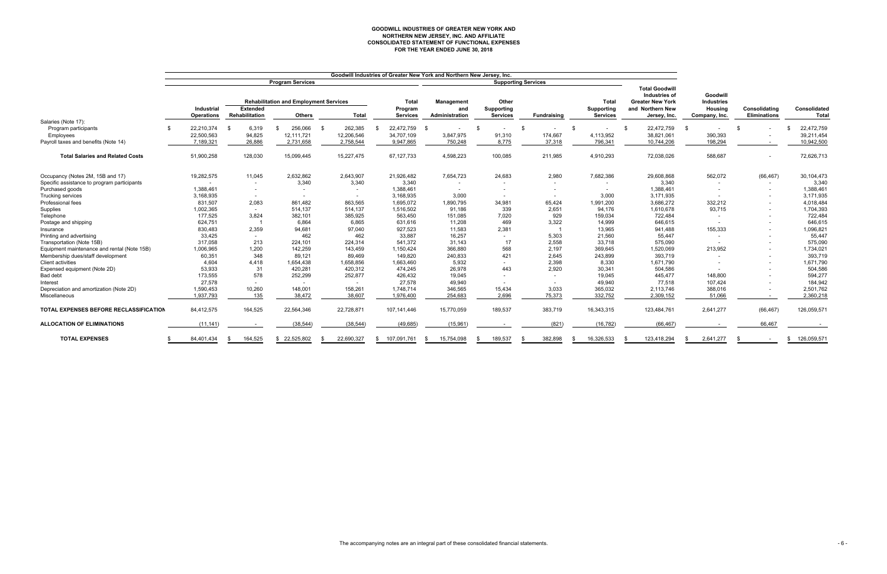# GOODWILL INDUSTRIES OF GREATER NEW YORK AND NORTHERN NEW JERSEY, INC. AND AFFILIATE
## CONSOLIDATED STATEMENT OF FUNCTIONAL EXPENSES
### FOR THE YEAR ENDED JUNE 30, 2018

| | Goodwill Industries of Greater New York and Northern New Jersey, Inc. | | | | | | | | | | | | | |
|---|---|---|---|---|---|---|---|---|---|---|---|---|---|
| | Program Services | | | | | Supporting Services | | | | | | | |
| | | Rehabilitation and Employment Services | | | | | | | | | | | |
| | Industrial Operations | Extended Rehabilitation | Others | Total | Total Program Services | Management and Administration | Other Supporting Services | Fundraising | Total Supporting Services | Total Goodwill Industries of Greater New York and Northern New Jersey, Inc. | Goodwill Industries Housing Company, Inc. | Consolidating Eliminations | Consolidated Total |
| Salaries (Note 17): | | | | | | | | | | | | | |
| Program participants | $ 22,210,374 | $ 6,319 | $ 256,066 | $ 262,385 | $ 22,472,759 | $ - | $ - | $ - | $ - | $ 22,472,759 | $ - | $ - | $ 22,472,759 |
| Employees | 22,500,563 | 94,825 | 12,111,721 | 12,206,546 | 34,707,109 | 3,847,975 | 91,310 | 174,667 | 4,113,952 | 38,821,061 | 390,393 | - | 39,211,454 |
| Payroll taxes and benefits (Note 14) | 7,189,321 | 26,886 | 2,731,658 | 2,758,544 | 9,947,865 | 750,248 | 8,775 | 37,318 | 796,341 | 10,744,206 | 198,294 | - | 10,942,500 |
| **Total Salaries and Related Costs** | 51,900,258 | 128,030 | 15,099,445 | 15,227,475 | 67,127,733 | 4,598,223 | 100,085 | 211,985 | 4,910,293 | 72,038,026 | 588,687 | - | 72,626,713 |
| Occupancy (Notes 2M, 15B and 17) | 19,282,575 | 11,045 | 2,632,862 | 2,643,907 | 21,926,482 | 7,654,723 | 24,683 | 2,980 | 7,682,386 | 29,608,868 | 562,072 | (66,467) | 30,104,473 |
| Specific assistance to program participants | - | - | 3,340 | 3,340 | 3,340 | - | - | - | - | 3,340 | - | - | 3,340 |
| Purchased goods | 1,388,461 | - | - | - | 1,388,461 | - | - | - | - | 1,388,461 | - | - | 1,388,461 |
| Trucking services | 3,168,935 | - | - | - | 3,168,935 | 3,000 | - | - | 3,000 | 3,171,935 | - | - | 3,171,935 |
| Professional fees | 831,507 | 2,083 | 861,482 | 863,565 | 1,695,072 | 1,890,795 | 34,981 | 65,424 | 1,991,200 | 3,686,272 | 332,212 | - | 4,018,484 |
| Supplies | 1,002,365 | - | 514,137 | 514,137 | 1,516,502 | 91,186 | 339 | 2,651 | 94,176 | 1,610,678 | 93,715 | - | 1,704,393 |
| Telephone | 177,525 | 3,824 | 382,101 | 385,925 | 563,450 | 151,085 | 7,020 | 929 | 159,034 | 722,484 | - | - | 722,484 |
| Postage and shipping | 624,751 | 1 | 6,864 | 6,865 | 631,616 | 11,208 | 469 | 3,322 | 14,999 | 646,615 | - | - | 646,615 |
| Insurance | 830,483 | 2,359 | 94,681 | 97,040 | 927,523 | 11,583 | 2,381 | 1 | 13,965 | 941,488 | 155,333 | - | 1,096,821 |
| Printing and advertising | 33,425 | - | 462 | 462 | 33,887 | 16,257 | - | 5,303 | 21,560 | 55,447 | - | - | 55,447 |
| Transportation (Note 15B) | 317,058 | 213 | 224,101 | 224,314 | 541,372 | 31,143 | 17 | 2,558 | 33,718 | 575,090 | - | - | 575,090 |
| Equipment maintenance and rental (Note 15B) | 1,006,965 | 1,200 | 142,259 | 143,459 | 1,150,424 | 366,880 | 568 | 2,197 | 369,645 | 1,520,069 | 213,952 | - | 1,734,021 |
| Membership dues/staff development | 60,351 | 348 | 89,121 | 89,469 | 149,820 | 240,833 | 421 | 2,645 | 243,899 | 393,719 | - | - | 393,719 |
| Client activities | 4,604 | 4,418 | 1,654,438 | 1,658,856 | 1,663,460 | 5,932 | - | 2,398 | 8,330 | 1,671,790 | - | - | 1,671,790 |
| Expensed equipment (Note 2D) | 53,933 | 31 | 420,281 | 420,312 | 474,245 | 26,978 | 443 | 2,920 | 30,341 | 504,586 | - | - | 504,586 |
| Bad debt | 173,555 | 578 | 252,299 | 252,877 | 426,432 | 19,045 | - | - | 19,045 | 445,477 | 148,800 | - | 594,277 |
| Interest | 27,578 | - | - | - | 27,578 | 49,940 | - | - | 49,940 | 77,518 | 107,424 | - | 184,942 |
| Depreciation and amortization (Note 2D) | 1,590,453 | 10,260 | 148,001 | 158,261 | 1,748,714 | 346,565 | 15,434 | 3,033 | 365,032 | 2,113,746 | 388,016 | - | 2,501,762 |
| Miscellaneous | 1,937,793 | 135 | 38,472 | 38,607 | 1,976,400 | 254,683 | 2,696 | 75,373 | 332,752 | 2,309,152 | 51,066 | - | 2,360,218 |
| **TOTAL EXPENSES BEFORE RECLASSIFICATION** | 84,412,575 | 164,525 | 22,564,346 | 22,728,871 | 107,141,446 | 15,770,059 | 189,537 | 383,719 | 16,343,315 | 123,484,761 | 2,641,277 | (66,467) | 126,059,571 |
| **ALLOCATION OF ELIMINATIONS** | (11,141) | - | (38,544) | (38,544) | (49,685) | (15,961) | - | (821) | (16,782) | (66,467) | - | 66,467 | - |
| **TOTAL EXPENSES** | $ 84,401,434 | $ 164,525 | $ 22,525,802 | $ 22,690,327 | $ 107,091,761 | $ 15,754,098 | $ 189,537 | $ 382,898 | $ 16,326,533 | $ 123,418,294 | $ 2,641,277 | $ - | $ 126,059,571 |

The accompanying notes are an integral part of these consolidated financial statements.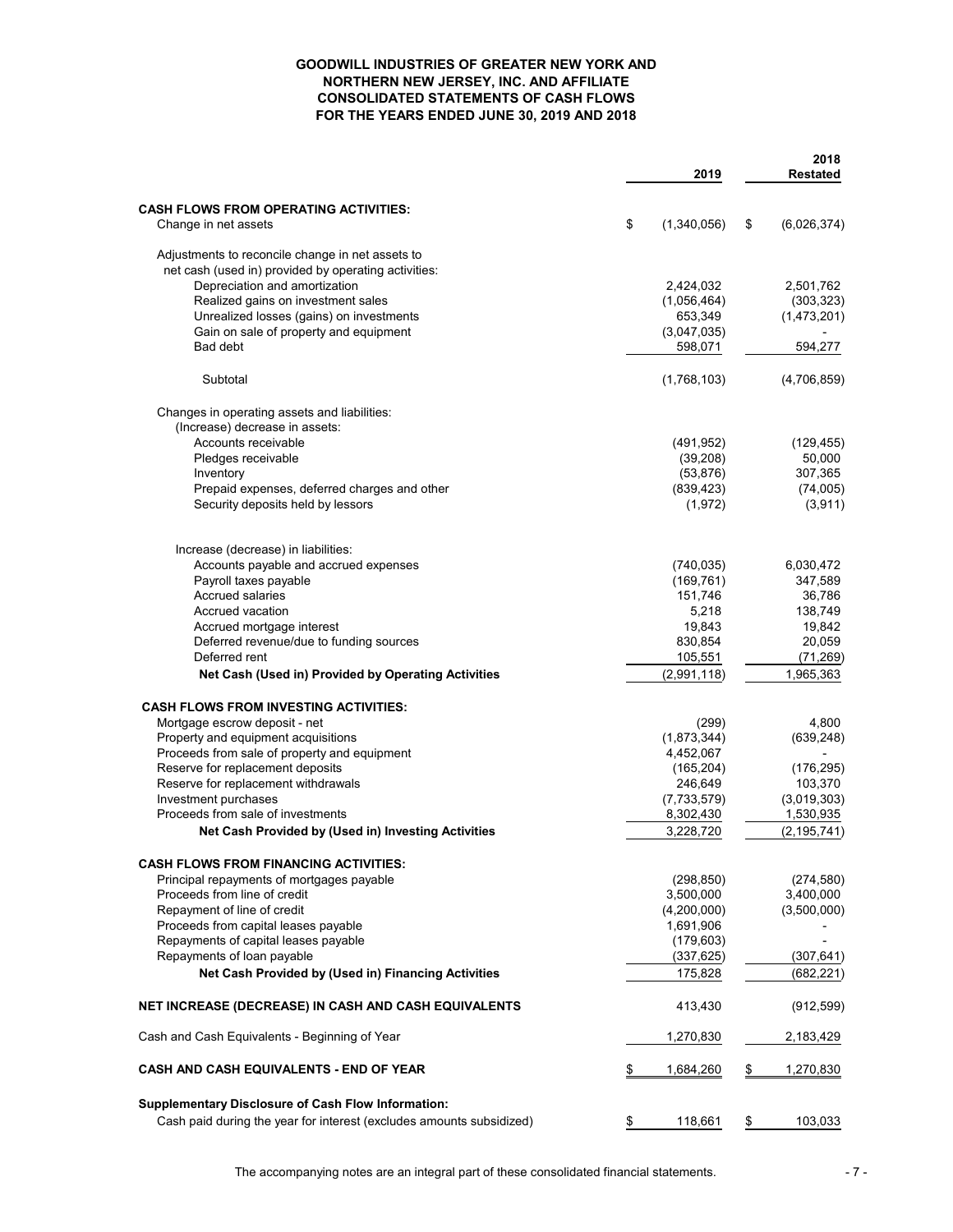# GOODWILL INDUSTRIES OF GREATER NEW YORK AND NORTHERN NEW JERSEY, INC. AND AFFILIATE
## CONSOLIDATED STATEMENTS OF CASH FLOWS
### FOR THE YEARS ENDED JUNE 30, 2019 AND 2018

| | 2019 | 2018 Restated |
|---|---|---|
| **CASH FLOWS FROM OPERATING ACTIVITIES:** | | |
| Change in net assets | $ (1,340,056) | $ (6,026,374) |
| Adjustments to reconcile change in net assets to net cash (used in) provided by operating activities: | | |
| Depreciation and amortization | 2,424,032 | 2,501,762 |
| Realized gains on investment sales | (1,056,464) | (303,323) |
| Unrealized losses (gains) on investments | 653,349 | (1,473,201) |
| Gain on sale of property and equipment | (3,047,035) | - |
| Bad debt | 598,071 | 594,277 |
| Subtotal | (1,768,103) | (4,706,859) |
| Changes in operating assets and liabilities: | | |
| (Increase) decrease in assets: | | |
| Accounts receivable | (491,952) | (129,455) |
| Pledges receivable | (39,208) | 50,000 |
| Inventory | (53,876) | 307,365 |
| Prepaid expenses, deferred charges and other | (839,423) | (74,005) |
| Security deposits held by lessors | (1,972) | (3,911) |
| Increase (decrease) in liabilities: | | |
| Accounts payable and accrued expenses | (740,035) | 6,030,472 |
| Payroll taxes payable | (169,761) | 347,589 |
| Accrued salaries | 151,746 | 36,786 |
| Accrued vacation | 5,218 | 138,749 |
| Accrued mortgage interest | 19,843 | 19,842 |
| Deferred revenue/due to funding sources | 830,854 | 20,059 |
| Deferred rent | 105,551 | (71,269) |
| **Net Cash (Used in) Provided by Operating Activities** | (2,991,118) | 1,965,363 |
| **CASH FLOWS FROM INVESTING ACTIVITIES:** | | |
| Mortgage escrow deposit - net | (299) | 4,800 |
| Property and equipment acquisitions | (1,873,344) | (639,248) |
| Proceeds from sale of property and equipment | 4,452,067 | - |
| Reserve for replacement deposits | (165,204) | (176,295) |
| Reserve for replacement withdrawals | 246,649 | 103,370 |
| Investment purchases | (7,733,579) | (3,019,303) |
| Proceeds from sale of investments | 8,302,430 | 1,530,935 |
| **Net Cash Provided by (Used in) Investing Activities** | 3,228,720 | (2,195,741) |
| **CASH FLOWS FROM FINANCING ACTIVITIES:** | | |
| Principal repayments of mortgages payable | (298,850) | (274,580) |
| Proceeds from line of credit | 3,500,000 | 3,400,000 |
| Repayment of line of credit | (4,200,000) | (3,500,000) |
| Proceeds from capital leases payable | 1,691,906 | - |
| Repayments of capital leases payable | (179,603) | - |
| Repayments of loan payable | (337,625) | (307,641) |
| **Net Cash Provided by (Used in) Financing Activities** | 175,828 | (682,221) |
| **NET INCREASE (DECREASE) IN CASH AND CASH EQUIVALENTS** | 413,430 | (912,599) |
| Cash and Cash Equivalents - Beginning of Year | 1,270,830 | 2,183,429 |
| **CASH AND CASH EQUIVALENTS - END OF YEAR** | $ 1,684,260 | $ 1,270,830 |
| **Supplementary Disclosure of Cash Flow Information:** | | |
| Cash paid during the year for interest (excludes amounts subsidized) | $ 118,661 | $ 103,033 |

The accompanying notes are an integral part of these consolidated financial statements.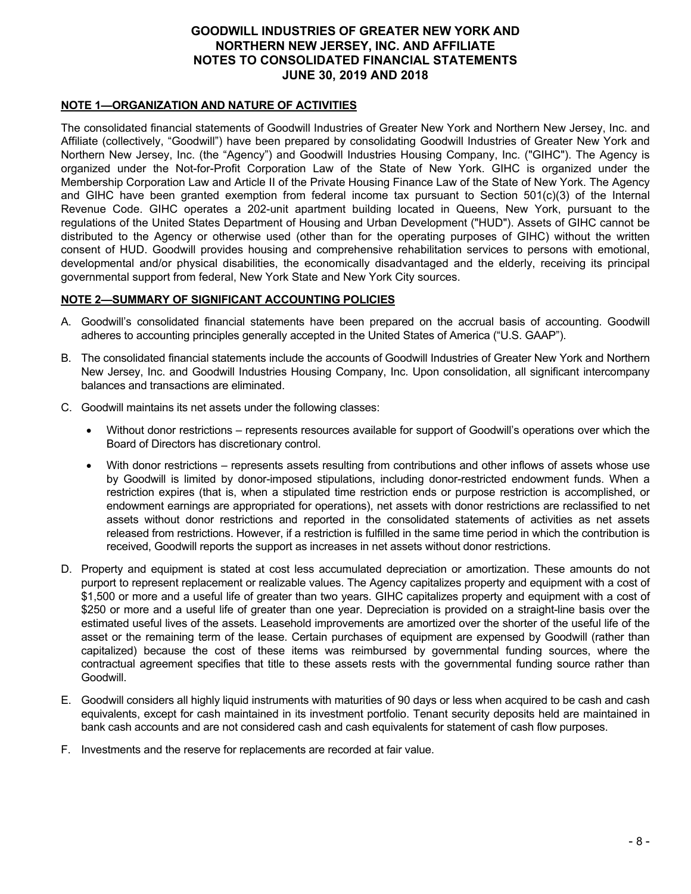# GOODWILL INDUSTRIES OF GREATER NEW YORK AND NORTHERN NEW JERSEY, INC. AND AFFILIATE
# NOTES TO CONSOLIDATED FINANCIAL STATEMENTS
# JUNE 30, 2019 AND 2018

## NOTE 1—ORGANIZATION AND NATURE OF ACTIVITIES

The consolidated financial statements of Goodwill Industries of Greater New York and Northern New Jersey, Inc. and Affiliate (collectively, "Goodwill") have been prepared by consolidating Goodwill Industries of Greater New York and Northern New Jersey, Inc. (the "Agency") and Goodwill Industries Housing Company, Inc. ("GIHC"). The Agency is organized under the Not-for-Profit Corporation Law of the State of New York. GIHC is organized under the Membership Corporation Law and Article II of the Private Housing Finance Law of the State of New York. The Agency and GIHC have been granted exemption from federal income tax pursuant to Section 501(c)(3) of the Internal Revenue Code. GIHC operates a 202-unit apartment building located in Queens, New York, pursuant to the regulations of the United States Department of Housing and Urban Development ("HUD"). Assets of GIHC cannot be distributed to the Agency or otherwise used (other than for the operating purposes of GIHC) without the written consent of HUD. Goodwill provides housing and comprehensive rehabilitation services to persons with emotional, developmental and/or physical disabilities, the economically disadvantaged and the elderly, receiving its principal governmental support from federal, New York State and New York City sources.

## NOTE 2—SUMMARY OF SIGNIFICANT ACCOUNTING POLICIES

A. Goodwill's consolidated financial statements have been prepared on the accrual basis of accounting. Goodwill adheres to accounting principles generally accepted in the United States of America ("U.S. GAAP").

B. The consolidated financial statements include the accounts of Goodwill Industries of Greater New York and Northern New Jersey, Inc. and Goodwill Industries Housing Company, Inc. Upon consolidation, all significant intercompany balances and transactions are eliminated.

C. Goodwill maintains its net assets under the following classes:

   - Without donor restrictions – represents resources available for support of Goodwill's operations over which the Board of Directors has discretionary control.

   - With donor restrictions – represents assets resulting from contributions and other inflows of assets whose use by Goodwill is limited by donor-imposed stipulations, including donor-restricted endowment funds. When a restriction expires (that is, when a stipulated time restriction ends or purpose restriction is accomplished, or endowment earnings are appropriated for operations), net assets with donor restrictions are reclassified to net assets without donor restrictions and reported in the consolidated statements of activities as net assets released from restrictions. However, if a restriction is fulfilled in the same time period in which the contribution is received, Goodwill reports the support as increases in net assets without donor restrictions.

D. Property and equipment is stated at cost less accumulated depreciation or amortization. These amounts do not purport to represent replacement or realizable values. The Agency capitalizes property and equipment with a cost of $1,500 or more and a useful life of greater than two years. GIHC capitalizes property and equipment with a cost of $250 or more and a useful life of greater than one year. Depreciation is provided on a straight-line basis over the estimated useful lives of the assets. Leasehold improvements are amortized over the shorter of the useful life of the asset or the remaining term of the lease. Certain purchases of equipment are expensed by Goodwill (rather than capitalized) because the cost of these items was reimbursed by governmental funding sources, where the contractual agreement specifies that title to these assets rests with the governmental funding source rather than Goodwill.

E. Goodwill considers all highly liquid instruments with maturities of 90 days or less when acquired to be cash and cash equivalents, except for cash maintained in its investment portfolio. Tenant security deposits held are maintained in bank cash accounts and are not considered cash and cash equivalents for statement of cash flow purposes.

F. Investments and the reserve for replacements are recorded at fair value.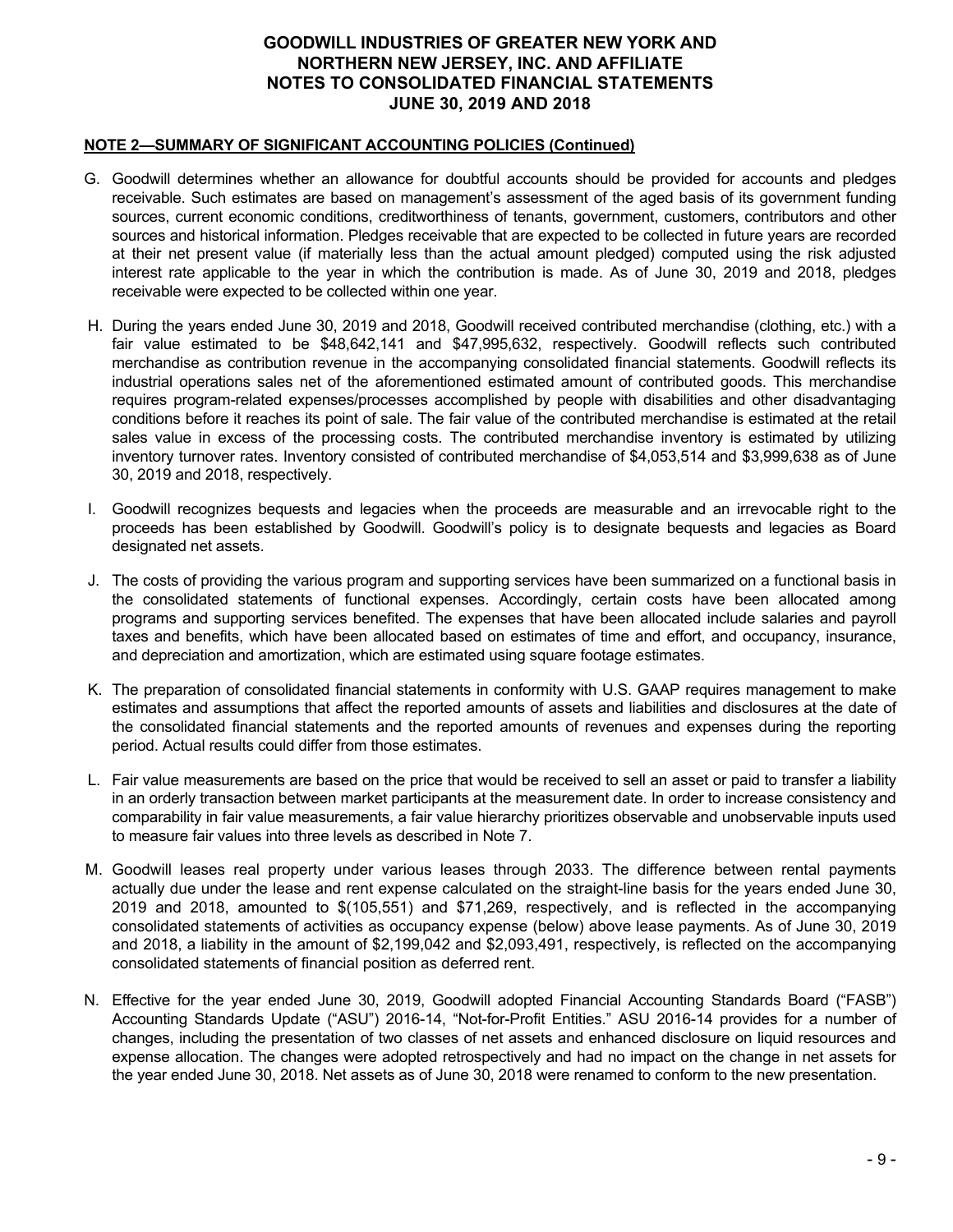## NOTE 2—SUMMARY OF SIGNIFICANT ACCOUNTING POLICIES (Continued)

G. Goodwill determines whether an allowance for doubtful accounts should be provided for accounts and pledges receivable. Such estimates are based on management's assessment of the aged basis of its government funding sources, current economic conditions, creditworthiness of tenants, government, customers, contributors and other sources and historical information. Pledges receivable that are expected to be collected in future years are recorded at their net present value (if materially less than the actual amount pledged) computed using the risk adjusted interest rate applicable to the year in which the contribution is made. As of June 30, 2019 and 2018, pledges receivable were expected to be collected within one year.

H. During the years ended June 30, 2019 and 2018, Goodwill received contributed merchandise (clothing, etc.) with a fair value estimated to be $48,642,141 and $47,995,632, respectively. Goodwill reflects such contributed merchandise as contribution revenue in the accompanying consolidated financial statements. Goodwill reflects its industrial operations sales net of the aforementioned estimated amount of contributed goods. This merchandise requires program-related expenses/processes accomplished by people with disabilities and other disadvantaging conditions before it reaches its point of sale. The fair value of the contributed merchandise is estimated at the retail sales value in excess of the processing costs. The contributed merchandise inventory is estimated by utilizing inventory turnover rates. Inventory consisted of contributed merchandise of $4,053,514 and $3,999,638 as of June 30, 2019 and 2018, respectively.

I. Goodwill recognizes bequests and legacies when the proceeds are measurable and an irrevocable right to the proceeds has been established by Goodwill. Goodwill's policy is to designate bequests and legacies as Board designated net assets.

J. The costs of providing the various program and supporting services have been summarized on a functional basis in the consolidated statements of functional expenses. Accordingly, certain costs have been allocated among programs and supporting services benefited. The expenses that have been allocated include salaries and payroll taxes and benefits, which have been allocated based on estimates of time and effort, and occupancy, insurance, and depreciation and amortization, which are estimated using square footage estimates.

K. The preparation of consolidated financial statements in conformity with U.S. GAAP requires management to make estimates and assumptions that affect the reported amounts of assets and liabilities and disclosures at the date of the consolidated financial statements and the reported amounts of revenues and expenses during the reporting period. Actual results could differ from those estimates.

L. Fair value measurements are based on the price that would be received to sell an asset or paid to transfer a liability in an orderly transaction between market participants at the measurement date. In order to increase consistency and comparability in fair value measurements, a fair value hierarchy prioritizes observable and unobservable inputs used to measure fair values into three levels as described in Note 7.

M. Goodwill leases real property under various leases through 2033. The difference between rental payments actually due under the lease and rent expense calculated on the straight-line basis for the years ended June 30, 2019 and 2018, amounted to $(105,551) and $71,269, respectively, and is reflected in the accompanying consolidated statements of activities as occupancy expense (below) above lease payments. As of June 30, 2019 and 2018, a liability in the amount of $2,199,042 and $2,093,491, respectively, is reflected on the accompanying consolidated statements of financial position as deferred rent.

N. Effective for the year ended June 30, 2019, Goodwill adopted Financial Accounting Standards Board ("FASB") Accounting Standards Update ("ASU") 2016-14, "Not-for-Profit Entities." ASU 2016-14 provides for a number of changes, including the presentation of two classes of net assets and enhanced disclosure on liquid resources and expense allocation. The changes were adopted retrospectively and had no impact on the change in net assets for the year ended June 30, 2018. Net assets as of June 30, 2018 were renamed to conform to the new presentation.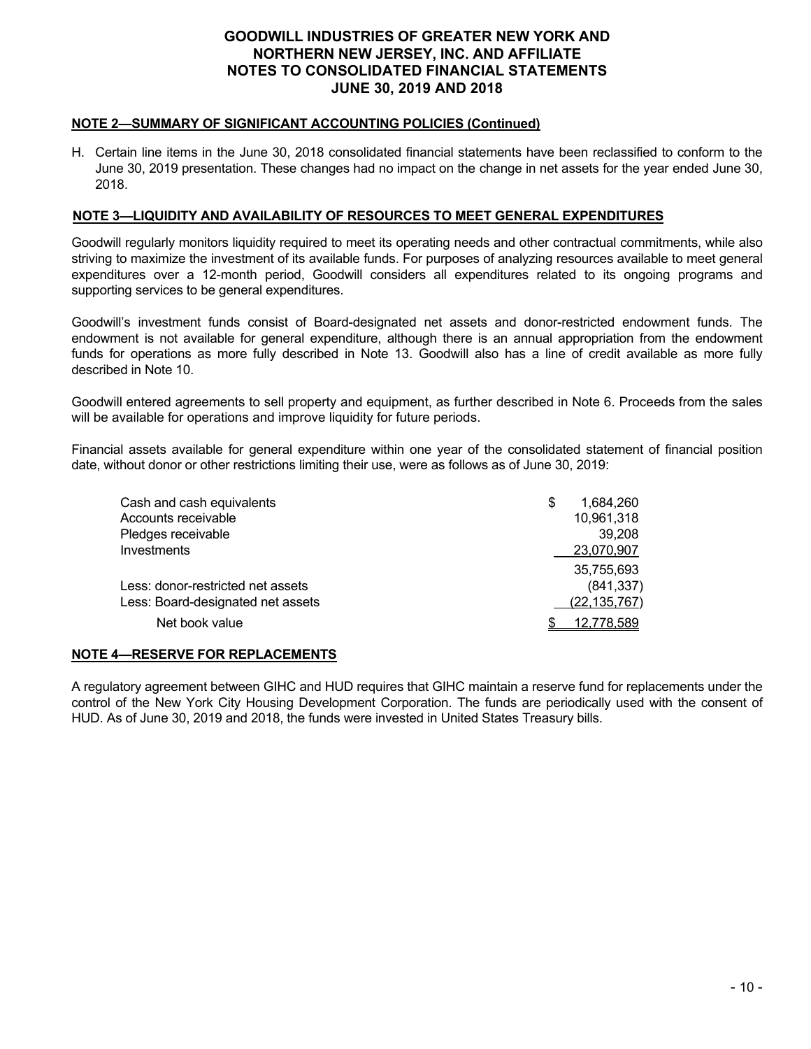## NOTE 2—SUMMARY OF SIGNIFICANT ACCOUNTING POLICIES (Continued)

H. Certain line items in the June 30, 2018 consolidated financial statements have been reclassified to conform to the June 30, 2019 presentation. These changes had no impact on the change in net assets for the year ended June 30, 2018.

## NOTE 3—LIQUIDITY AND AVAILABILITY OF RESOURCES TO MEET GENERAL EXPENDITURES

Goodwill regularly monitors liquidity required to meet its operating needs and other contractual commitments, while also striving to maximize the investment of its available funds. For purposes of analyzing resources available to meet general expenditures over a 12-month period, Goodwill considers all expenditures related to its ongoing programs and supporting services to be general expenditures.

Goodwill's investment funds consist of Board-designated net assets and donor-restricted endowment funds. The endowment is not available for general expenditure, although there is an annual appropriation from the endowment funds for operations as more fully described in Note 13. Goodwill also has a line of credit available as more fully described in Note 10.

Goodwill entered agreements to sell property and equipment, as further described in Note 6. Proceeds from the sales will be available for operations and improve liquidity for future periods.

Financial assets available for general expenditure within one year of the consolidated statement of financial position date, without donor or other restrictions limiting their use, were as follows as of June 30, 2019:

| | |
|---|---|
| Cash and cash equivalents | $ 1,684,260 |
| Accounts receivable | 10,961,318 |
| Pledges receivable | 39,208 |
| Investments | 23,070,907 |
| | 35,755,693 |
| Less: donor-restricted net assets | (841,337) |
| Less: Board-designated net assets | (22,135,767) |
| Net book value | $ 12,778,589 |

## NOTE 4—RESERVE FOR REPLACEMENTS

A regulatory agreement between GIHC and HUD requires that GIHC maintain a reserve fund for replacements under the control of the New York City Housing Development Corporation. The funds are periodically used with the consent of HUD. As of June 30, 2019 and 2018, the funds were invested in United States Treasury bills.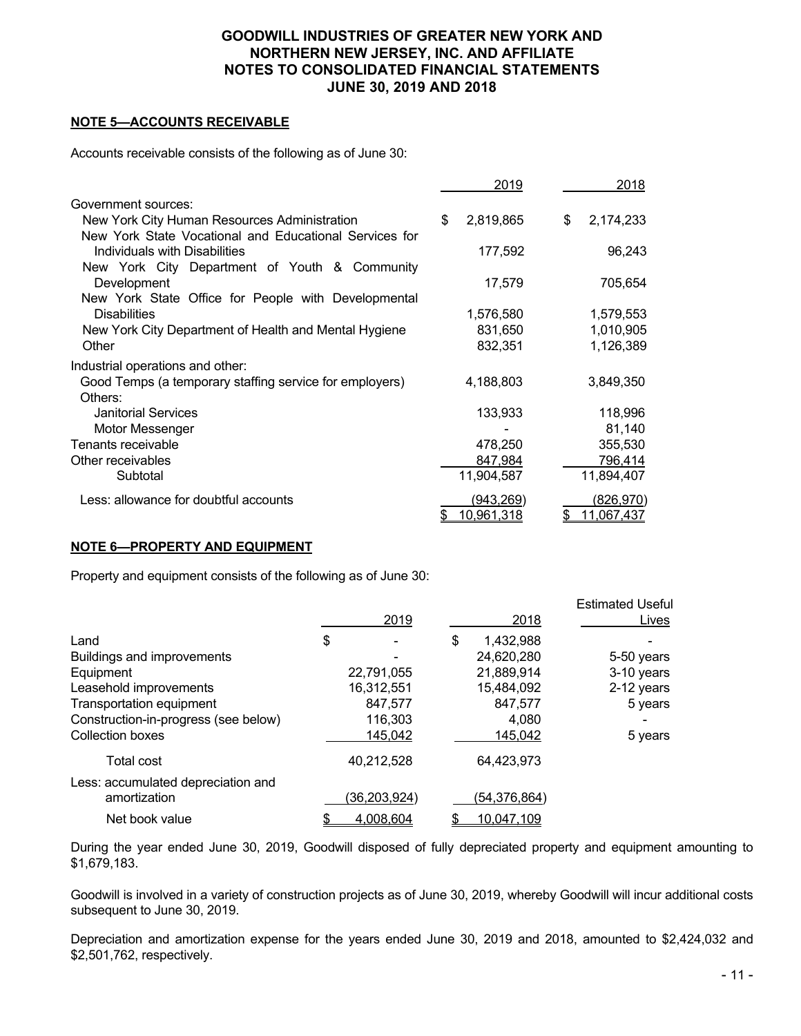# GOODWILL INDUSTRIES OF GREATER NEW YORK AND NORTHERN NEW JERSEY, INC. AND AFFILIATE
## NOTES TO CONSOLIDATED FINANCIAL STATEMENTS
## JUNE 30, 2019 AND 2018

### NOTE 5—ACCOUNTS RECEIVABLE

Accounts receivable consists of the following as of June 30:

| | 2019 | 2018 |
|---|---|---|
| Government sources: | | |
| New York City Human Resources Administration | $ 2,819,865 | $ 2,174,233 |
| New York State Vocational and Educational Services for Individuals with Disabilities | 177,592 | 96,243 |
| New York City Department of Youth & Community Development | 17,579 | 705,654 |
| New York State Office for People with Developmental Disabilities | 1,576,580 | 1,579,553 |
| New York City Department of Health and Mental Hygiene | 831,650 | 1,010,905 |
| Other | 832,351 | 1,126,389 |
| Industrial operations and other: | | |
| Good Temps (a temporary staffing service for employers) | 4,188,803 | 3,849,350 |
| Others: | | |
| Janitorial Services | 133,933 | 118,996 |
| Motor Messenger | - | 81,140 |
| Tenants receivable | 478,250 | 355,530 |
| Other receivables | 847,984 | 796,414 |
| Subtotal | 11,904,587 | 11,894,407 |
| Less: allowance for doubtful accounts | (943,269) | (826,970) |
| | $ 10,961,318 | $ 11,067,437 |

### NOTE 6—PROPERTY AND EQUIPMENT

Property and equipment consists of the following as of June 30:

| | 2019 | 2018 | Estimated Useful Lives |
|---|---|---|---|
| Land | $ - | $ 1,432,988 | - |
| Buildings and improvements | - | 24,620,280 | 5-50 years |
| Equipment | 22,791,055 | 21,889,914 | 3-10 years |
| Leasehold improvements | 16,312,551 | 15,484,092 | 2-12 years |
| Transportation equipment | 847,577 | 847,577 | 5 years |
| Construction-in-progress (see below) | 116,303 | 4,080 | - |
| Collection boxes | 145,042 | 145,042 | 5 years |
| Total cost | 40,212,528 | 64,423,973 | |
| Less: accumulated depreciation and amortization | (36,203,924) | (54,376,864) | |
| Net book value | $ 4,008,604 | $ 10,047,109 | |

During the year ended June 30, 2019, Goodwill disposed of fully depreciated property and equipment amounting to $1,679,183.

Goodwill is involved in a variety of construction projects as of June 30, 2019, whereby Goodwill will incur additional costs subsequent to June 30, 2019.

Depreciation and amortization expense for the years ended June 30, 2019 and 2018, amounted to $2,424,032 and $2,501,762, respectively.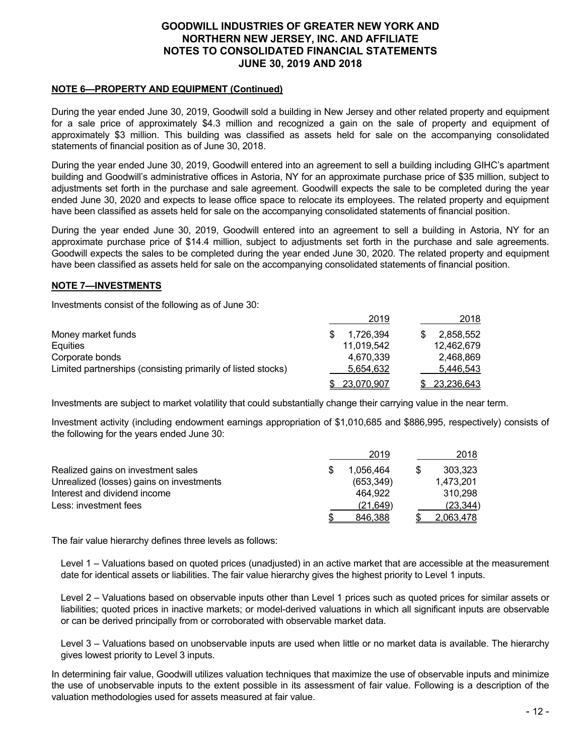## NOTE 6—PROPERTY AND EQUIPMENT (Continued)

During the year ended June 30, 2019, Goodwill sold a building in New Jersey and other related property and equipment for a sale price of approximately $4.3 million and recognized a gain on the sale of property and equipment of approximately $3 million. This building was classified as assets held for sale on the accompanying consolidated statements of financial position as of June 30, 2018.

During the year ended June 30, 2019, Goodwill entered into an agreement to sell a building including GIHC's apartment building and Goodwill's administrative offices in Astoria, NY for an approximate purchase price of $35 million, subject to adjustments set forth in the purchase and sale agreement. Goodwill expects the sale to be completed during the year ended June 30, 2020 and expects to lease office space to relocate its employees. The related property and equipment have been classified as assets held for sale on the accompanying consolidated statements of financial position.

During the year ended June 30, 2019, Goodwill entered into an agreement to sell a building in Astoria, NY for an approximate purchase price of $14.4 million, subject to adjustments set forth in the purchase and sale agreements. Goodwill expects the sales to be completed during the year ended June 30, 2020. The related property and equipment have been classified as assets held for sale on the accompanying consolidated statements of financial position.

## NOTE 7—INVESTMENTS

Investments consist of the following as of June 30:

| | 2019 | 2018 |
|---|---|---|
| Money market funds | $ 1,726,394 | $ 2,858,552 |
| Equities | 11,019,542 | 12,462,679 |
| Corporate bonds | 4,670,339 | 2,468,869 |
| Limited partnerships (consisting primarily of listed stocks) | 5,654,632 | 5,446,543 |
| | $ 23,070,907 | $ 23,236,643 |

Investments are subject to market volatility that could substantially change their carrying value in the near term.

Investment activity (including endowment earnings appropriation of $1,010,685 and $886,995, respectively) consists of the following for the years ended June 30:

| | 2019 | 2018 |
|---|---|---|
| Realized gains on investment sales | $ 1,056,464 | $ 303,323 |
| Unrealized (losses) gains on investments | (653,349) | 1,473,201 |
| Interest and dividend income | 464,922 | 310,298 |
| Less: investment fees | (21,649) | (23,344) |
| | $ 846,388 | $ 2,063,478 |

The fair value hierarchy defines three levels as follows:

Level 1 – Valuations based on quoted prices (unadjusted) in an active market that are accessible at the measurement date for identical assets or liabilities. The fair value hierarchy gives the highest priority to Level 1 inputs.

Level 2 – Valuations based on observable inputs other than Level 1 prices such as quoted prices for similar assets or liabilities; quoted prices in inactive markets; or model-derived valuations in which all significant inputs are observable or can be derived principally from or corroborated with observable market data.

Level 3 – Valuations based on unobservable inputs are used when little or no market data is available. The hierarchy gives lowest priority to Level 3 inputs.

In determining fair value, Goodwill utilizes valuation techniques that maximize the use of observable inputs and minimize the use of unobservable inputs to the extent possible in its assessment of fair value. Following is a description of the valuation methodologies used for assets measured at fair value.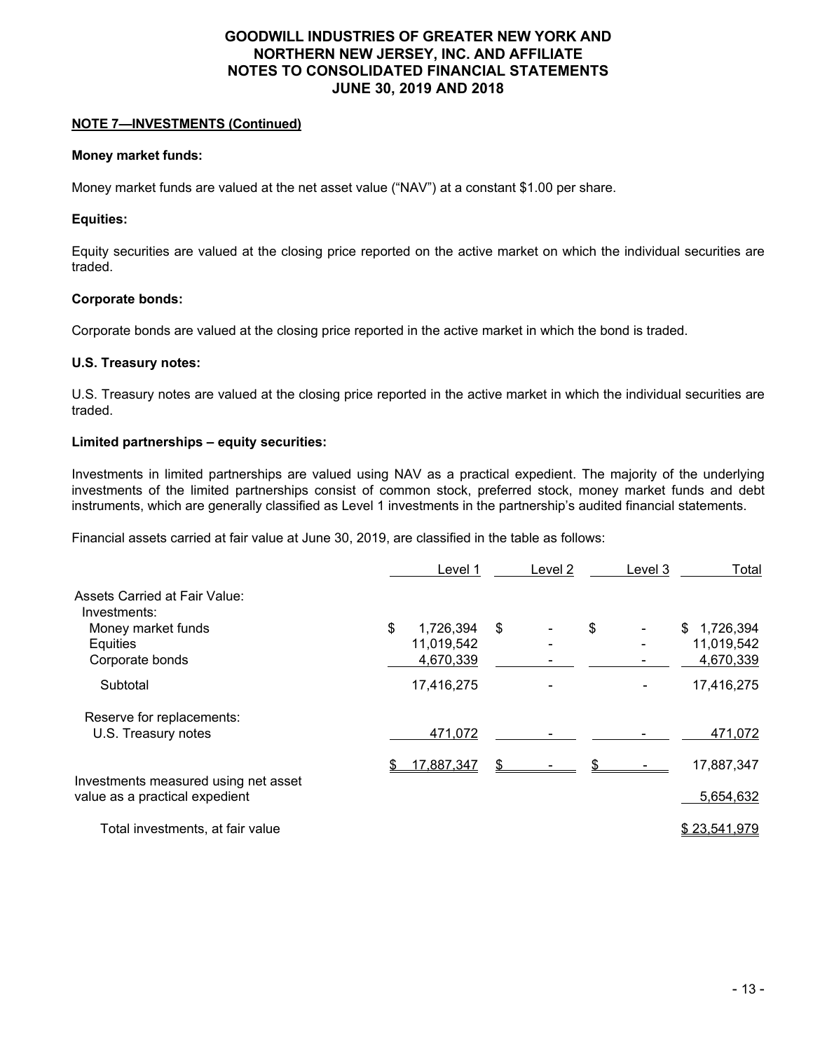## NOTE 7—INVESTMENTS (Continued)

**Money market funds:**

Money market funds are valued at the net asset value ("NAV") at a constant $1.00 per share.

**Equities:**

Equity securities are valued at the closing price reported on the active market on which the individual securities are traded.

**Corporate bonds:**

Corporate bonds are valued at the closing price reported in the active market in which the bond is traded.

**U.S. Treasury notes:**

U.S. Treasury notes are valued at the closing price reported in the active market in which the individual securities are traded.

**Limited partnerships – equity securities:**

Investments in limited partnerships are valued using NAV as a practical expedient. The majority of the underlying investments of the limited partnerships consist of common stock, preferred stock, money market funds and debt instruments, which are generally classified as Level 1 investments in the partnership's audited financial statements.

Financial assets carried at fair value at June 30, 2019, are classified in the table as follows:

| | Level 1 | Level 2 | Level 3 | Total |
|---|---|---|---|---|
| Assets Carried at Fair Value: | | | | |
| Investments: | | | | |
| Money market funds | $ 1,726,394 | $ - | $ - | $ 1,726,394 |
| Equities | 11,019,542 | - | - | 11,019,542 |
| Corporate bonds | 4,670,339 | - | - | 4,670,339 |
| Subtotal | 17,416,275 | - | - | 17,416,275 |
| Reserve for replacements: | | | | |
| U.S. Treasury notes | 471,072 | - | - | 471,072 |
| | $ 17,887,347 | $ - | $ - | 17,887,347 |
| Investments measured using net asset value as a practical expedient | | | | 5,654,632 |
| Total investments, at fair value | | | | $ 23,541,979 |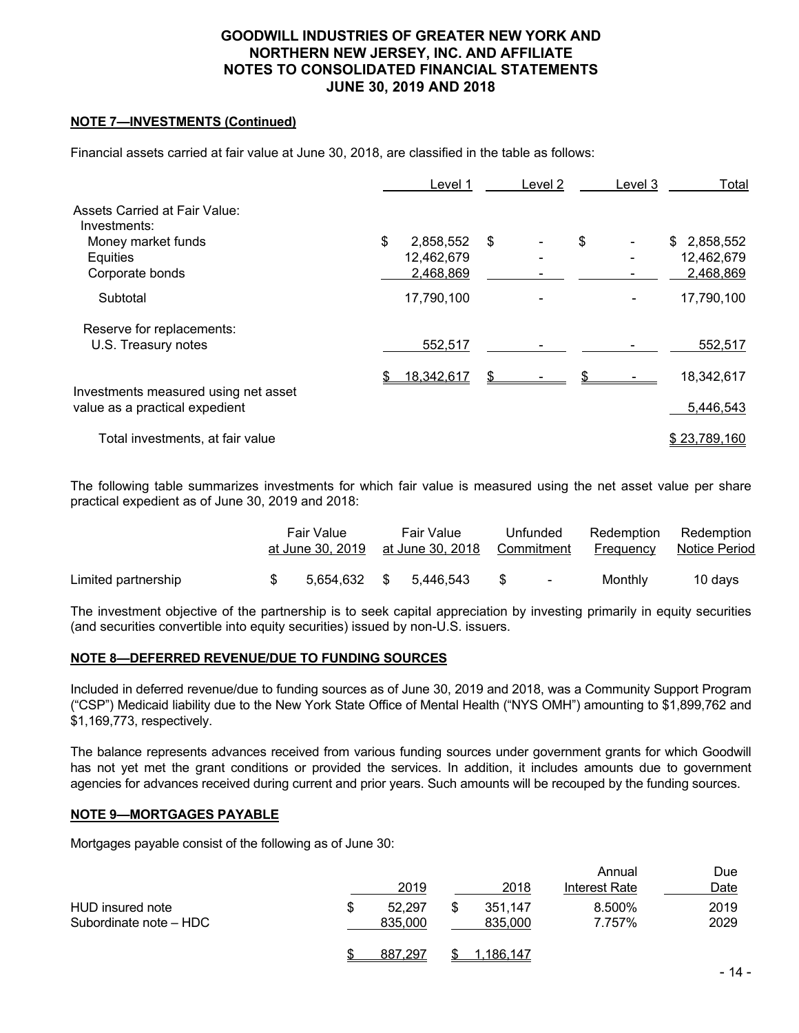### NOTE 7—INVESTMENTS (Continued)

Financial assets carried at fair value at June 30, 2018, are classified in the table as follows:

| | Level 1 | Level 2 | Level 3 | Total |
|---|---|---|---|---|
| Assets Carried at Fair Value: | | | | |
| Investments: | | | | |
| Money market funds | $ 2,858,552 | $ - | $ - | $ 2,858,552 |
| Equities | 12,462,679 | - | - | 12,462,679 |
| Corporate bonds | 2,468,869 | - | - | 2,468,869 |
| Subtotal | 17,790,100 | - | - | 17,790,100 |
| Reserve for replacements: | | | | |
| U.S. Treasury notes | 552,517 | - | - | 552,517 |
| | $ 18,342,617 | $ - | $ - | 18,342,617 |
| Investments measured using net asset value as a practical expedient | | | | 5,446,543 |
| Total investments, at fair value | | | | $ 23,789,160 |

The following table summarizes investments for which fair value is measured using the net asset value per share practical expedient as of June 30, 2019 and 2018:

| | Fair Value at June 30, 2019 | Fair Value at June 30, 2018 | Unfunded Commitment | Redemption Frequency | Redemption Notice Period |
|---|---|---|---|---|---|
| Limited partnership | $ 5,654,632 | $ 5,446,543 | $ - | Monthly | 10 days |

The investment objective of the partnership is to seek capital appreciation by investing primarily in equity securities (and securities convertible into equity securities) issued by non-U.S. issuers.

### NOTE 8—DEFERRED REVENUE/DUE TO FUNDING SOURCES

Included in deferred revenue/due to funding sources as of June 30, 2019 and 2018, was a Community Support Program ("CSP") Medicaid liability due to the New York State Office of Mental Health ("NYS OMH") amounting to $1,899,762 and $1,169,773, respectively.

The balance represents advances received from various funding sources under government grants for which Goodwill has not yet met the grant conditions or provided the services. In addition, it includes amounts due to government agencies for advances received during current and prior years. Such amounts will be recouped by the funding sources.

### NOTE 9—MORTGAGES PAYABLE

Mortgages payable consist of the following as of June 30:

| | 2019 | 2018 | Annual Interest Rate | Due Date |
|---|---|---|---|---|
| HUD insured note | $ 52,297 | $ 351,147 | 8.500% | 2019 |
| Subordinate note – HDC | 835,000 | 835,000 | 7.757% | 2029 |
| | $ 887,297 | $ 1,186,147 | | |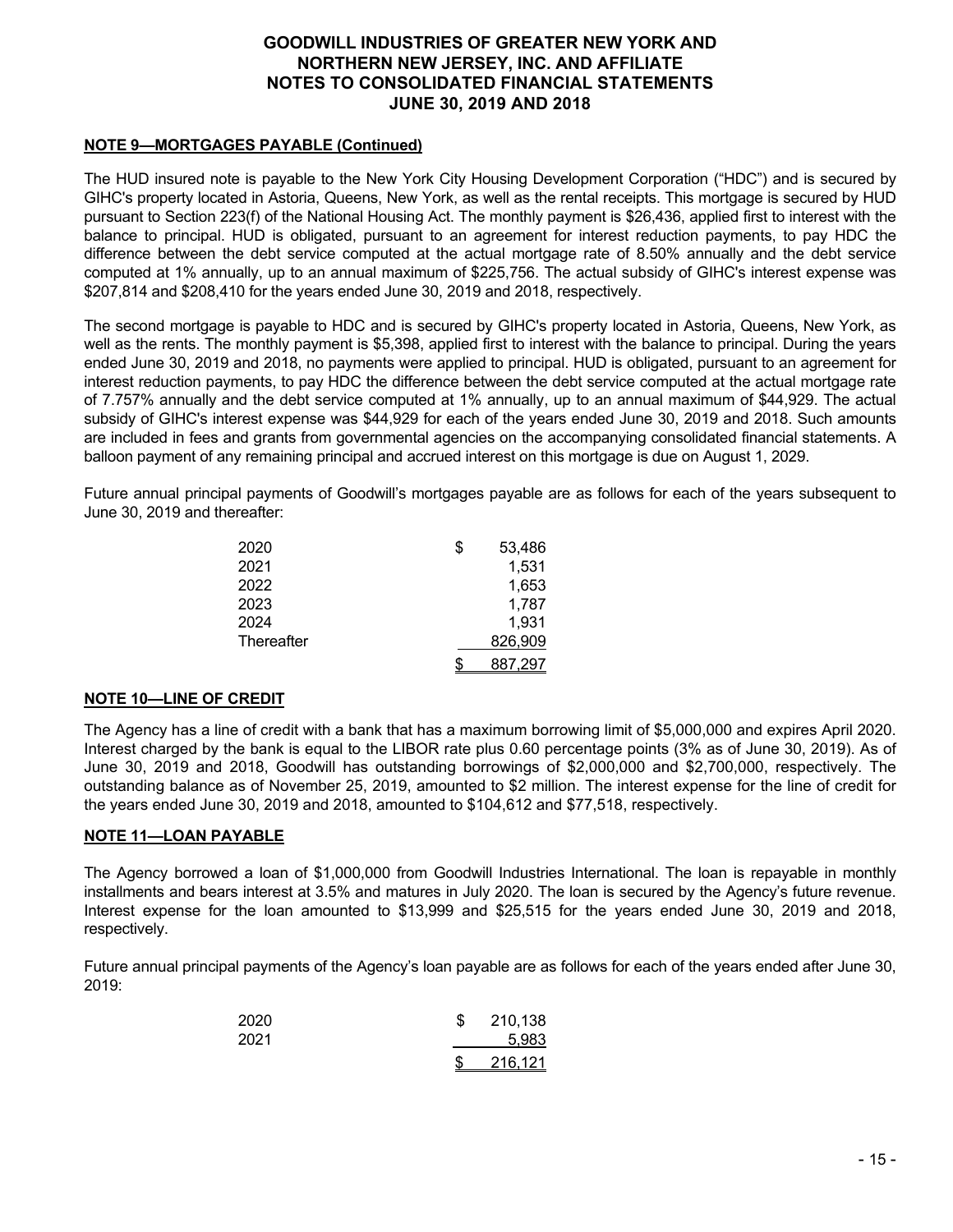## NOTE 9—MORTGAGES PAYABLE (Continued)

The HUD insured note is payable to the New York City Housing Development Corporation ("HDC") and is secured by GIHC's property located in Astoria, Queens, New York, as well as the rental receipts. This mortgage is secured by HUD pursuant to Section 223(f) of the National Housing Act. The monthly payment is $26,436, applied first to interest with the balance to principal. HUD is obligated, pursuant to an agreement for interest reduction payments, to pay HDC the difference between the debt service computed at the actual mortgage rate of 8.50% annually and the debt service computed at 1% annually, up to an annual maximum of $225,756. The actual subsidy of GIHC's interest expense was $207,814 and $208,410 for the years ended June 30, 2019 and 2018, respectively.

The second mortgage is payable to HDC and is secured by GIHC's property located in Astoria, Queens, New York, as well as the rents. The monthly payment is $5,398, applied first to interest with the balance to principal. During the years ended June 30, 2019 and 2018, no payments were applied to principal. HUD is obligated, pursuant to an agreement for interest reduction payments, to pay HDC the difference between the debt service computed at the actual mortgage rate of 7.757% annually and the debt service computed at 1% annually, up to an annual maximum of $44,929. The actual subsidy of GIHC's interest expense was $44,929 for each of the years ended June 30, 2019 and 2018. Such amounts are included in fees and grants from governmental agencies on the accompanying consolidated financial statements. A balloon payment of any remaining principal and accrued interest on this mortgage is due on August 1, 2029.

Future annual principal payments of Goodwill's mortgages payable are as follows for each of the years subsequent to June 30, 2019 and thereafter:

| | |
|---|---|
| 2020 | $ 53,486 |
| 2021 | 1,531 |
| 2022 | 1,653 |
| 2023 | 1,787 |
| 2024 | 1,931 |
| Thereafter | 826,909 |
| | $ 887,297 |

## NOTE 10—LINE OF CREDIT

The Agency has a line of credit with a bank that has a maximum borrowing limit of $5,000,000 and expires April 2020. Interest charged by the bank is equal to the LIBOR rate plus 0.60 percentage points (3% as of June 30, 2019). As of June 30, 2019 and 2018, Goodwill has outstanding borrowings of $2,000,000 and $2,700,000, respectively. The outstanding balance as of November 25, 2019, amounted to $2 million. The interest expense for the line of credit for the years ended June 30, 2019 and 2018, amounted to $104,612 and $77,518, respectively.

## NOTE 11—LOAN PAYABLE

The Agency borrowed a loan of $1,000,000 from Goodwill Industries International. The loan is repayable in monthly installments and bears interest at 3.5% and matures in July 2020. The loan is secured by the Agency's future revenue. Interest expense for the loan amounted to $13,999 and $25,515 for the years ended June 30, 2019 and 2018, respectively.

Future annual principal payments of the Agency's loan payable are as follows for each of the years ended after June 30, 2019:

| | |
|---|---|
| 2020 | $ 210,138 |
| 2021 | 5,983 |
| | $ 216,121 |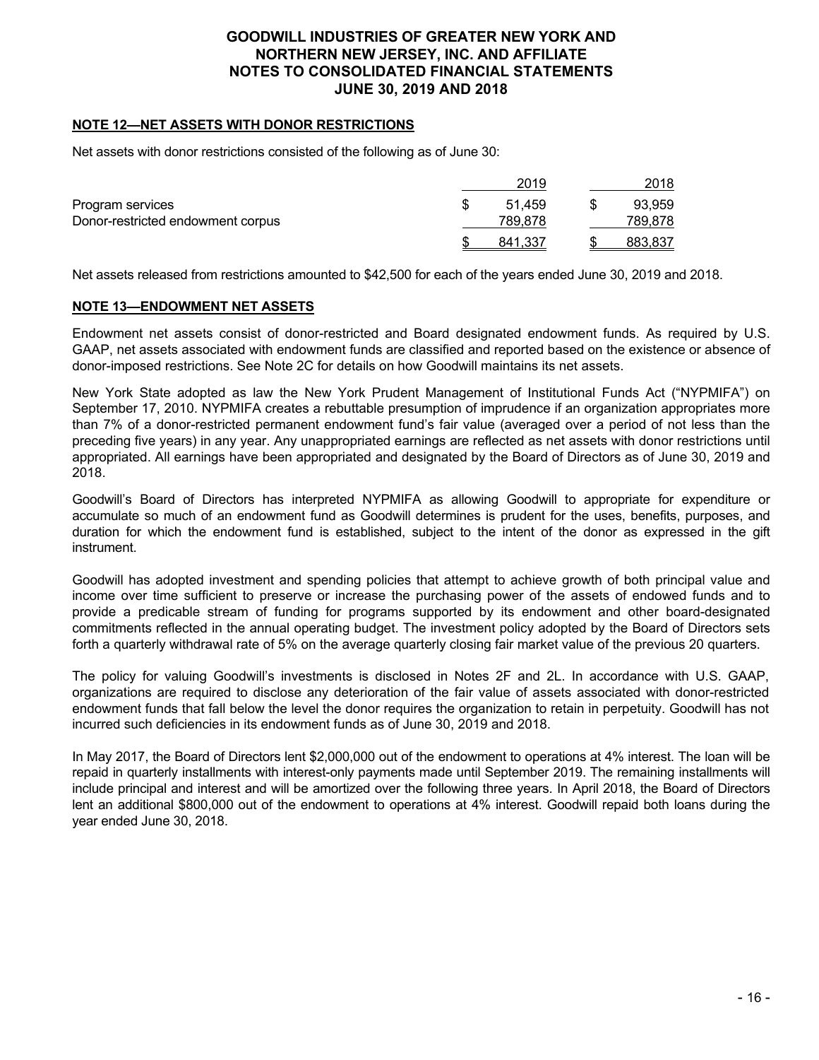## NOTE 12—NET ASSETS WITH DONOR RESTRICTIONS

Net assets with donor restrictions consisted of the following as of June 30:

| | 2019 | 2018 |
|---|---|---|
| Program services | $ 51,459 | $ 93,959 |
| Donor-restricted endowment corpus | 789,878 | 789,878 |
| | $ 841,337 | $ 883,837 |

Net assets released from restrictions amounted to $42,500 for each of the years ended June 30, 2019 and 2018.

## NOTE 13—ENDOWMENT NET ASSETS

Endowment net assets consist of donor-restricted and Board designated endowment funds. As required by U.S. GAAP, net assets associated with endowment funds are classified and reported based on the existence or absence of donor-imposed restrictions. See Note 2C for details on how Goodwill maintains its net assets.

New York State adopted as law the New York Prudent Management of Institutional Funds Act ("NYPMIFA") on September 17, 2010. NYPMIFA creates a rebuttable presumption of imprudence if an organization appropriates more than 7% of a donor-restricted permanent endowment fund's fair value (averaged over a period of not less than the preceding five years) in any year. Any unappropriated earnings are reflected as net assets with donor restrictions until appropriated. All earnings have been appropriated and designated by the Board of Directors as of June 30, 2019 and 2018.

Goodwill's Board of Directors has interpreted NYPMIFA as allowing Goodwill to appropriate for expenditure or accumulate so much of an endowment fund as Goodwill determines is prudent for the uses, benefits, purposes, and duration for which the endowment fund is established, subject to the intent of the donor as expressed in the gift instrument.

Goodwill has adopted investment and spending policies that attempt to achieve growth of both principal value and income over time sufficient to preserve or increase the purchasing power of the assets of endowed funds and to provide a predicable stream of funding for programs supported by its endowment and other board-designated commitments reflected in the annual operating budget. The investment policy adopted by the Board of Directors sets forth a quarterly withdrawal rate of 5% on the average quarterly closing fair market value of the previous 20 quarters.

The policy for valuing Goodwill's investments is disclosed in Notes 2F and 2L. In accordance with U.S. GAAP, organizations are required to disclose any deterioration of the fair value of assets associated with donor-restricted endowment funds that fall below the level the donor requires the organization to retain in perpetuity. Goodwill has not incurred such deficiencies in its endowment funds as of June 30, 2019 and 2018.

In May 2017, the Board of Directors lent $2,000,000 out of the endowment to operations at 4% interest. The loan will be repaid in quarterly installments with interest-only payments made until September 2019. The remaining installments will include principal and interest and will be amortized over the following three years. In April 2018, the Board of Directors lent an additional $800,000 out of the endowment to operations at 4% interest. Goodwill repaid both loans during the year ended June 30, 2018.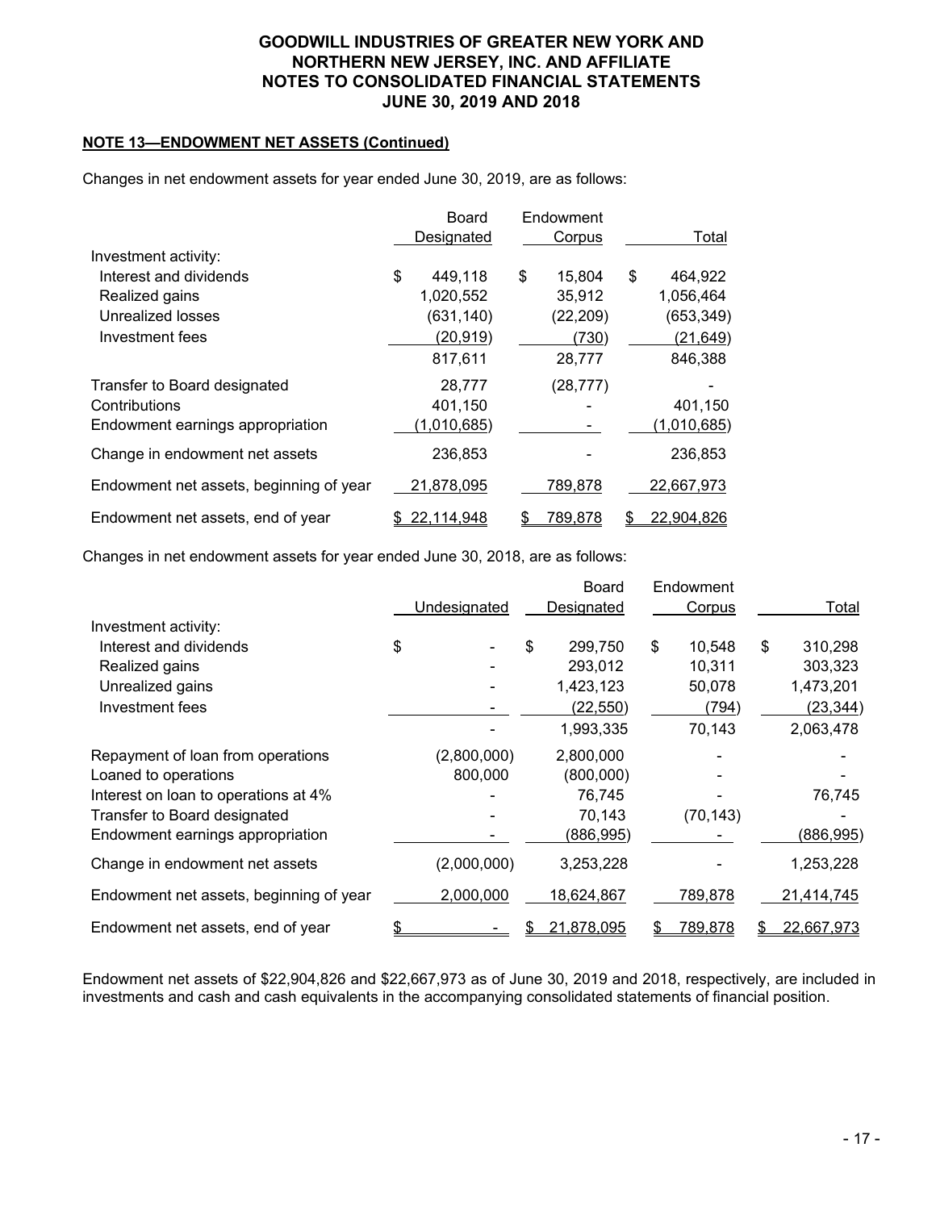# GOODWILL INDUSTRIES OF GREATER NEW YORK AND NORTHERN NEW JERSEY, INC. AND AFFILIATE
# NOTES TO CONSOLIDATED FINANCIAL STATEMENTS
# JUNE 30, 2019 AND 2018

**NOTE 13—ENDOWMENT NET ASSETS (Continued)**

Changes in net endowment assets for year ended June 30, 2019, are as follows:

| | Board Designated | Endowment Corpus | Total |
|---|---|---|---|
| Investment activity: | | | |
| Interest and dividends | $ 449,118 | $ 15,804 | $ 464,922 |
| Realized gains | 1,020,552 | 35,912 | 1,056,464 |
| Unrealized losses | (631,140) | (22,209) | (653,349) |
| Investment fees | (20,919) | (730) | (21,649) |
| | 817,611 | 28,777 | 846,388 |
| Transfer to Board designated | 28,777 | (28,777) | - |
| Contributions | 401,150 | - | 401,150 |
| Endowment earnings appropriation | (1,010,685) | - | (1,010,685) |
| Change in endowment net assets | 236,853 | - | 236,853 |
| Endowment net assets, beginning of year | 21,878,095 | 789,878 | 22,667,973 |
| Endowment net assets, end of year | $ 22,114,948 | $ 789,878 | $ 22,904,826 |

Changes in net endowment assets for year ended June 30, 2018, are as follows:

| | Undesignated | Board Designated | Endowment Corpus | Total |
|---|---|---|---|---|
| Investment activity: | | | | |
| Interest and dividends | $ - | $ 299,750 | $ 10,548 | $ 310,298 |
| Realized gains | - | 293,012 | 10,311 | 303,323 |
| Unrealized gains | - | 1,423,123 | 50,078 | 1,473,201 |
| Investment fees | - | (22,550) | (794) | (23,344) |
| | - | 1,993,335 | 70,143 | 2,063,478 |
| Repayment of loan from operations | (2,800,000) | 2,800,000 | - | - |
| Loaned to operations | 800,000 | (800,000) | - | - |
| Interest on loan to operations at 4% | - | 76,745 | - | 76,745 |
| Transfer to Board designated | - | 70,143 | (70,143) | - |
| Endowment earnings appropriation | - | (886,995) | - | (886,995) |
| Change in endowment net assets | (2,000,000) | 3,253,228 | - | 1,253,228 |
| Endowment net assets, beginning of year | 2,000,000 | 18,624,867 | 789,878 | 21,414,745 |
| Endowment net assets, end of year | $ - | $ 21,878,095 | $ 789,878 | $ 22,667,973 |

Endowment net assets of $22,904,826 and $22,667,973 as of June 30, 2019 and 2018, respectively, are included in investments and cash and cash equivalents in the accompanying consolidated statements of financial position.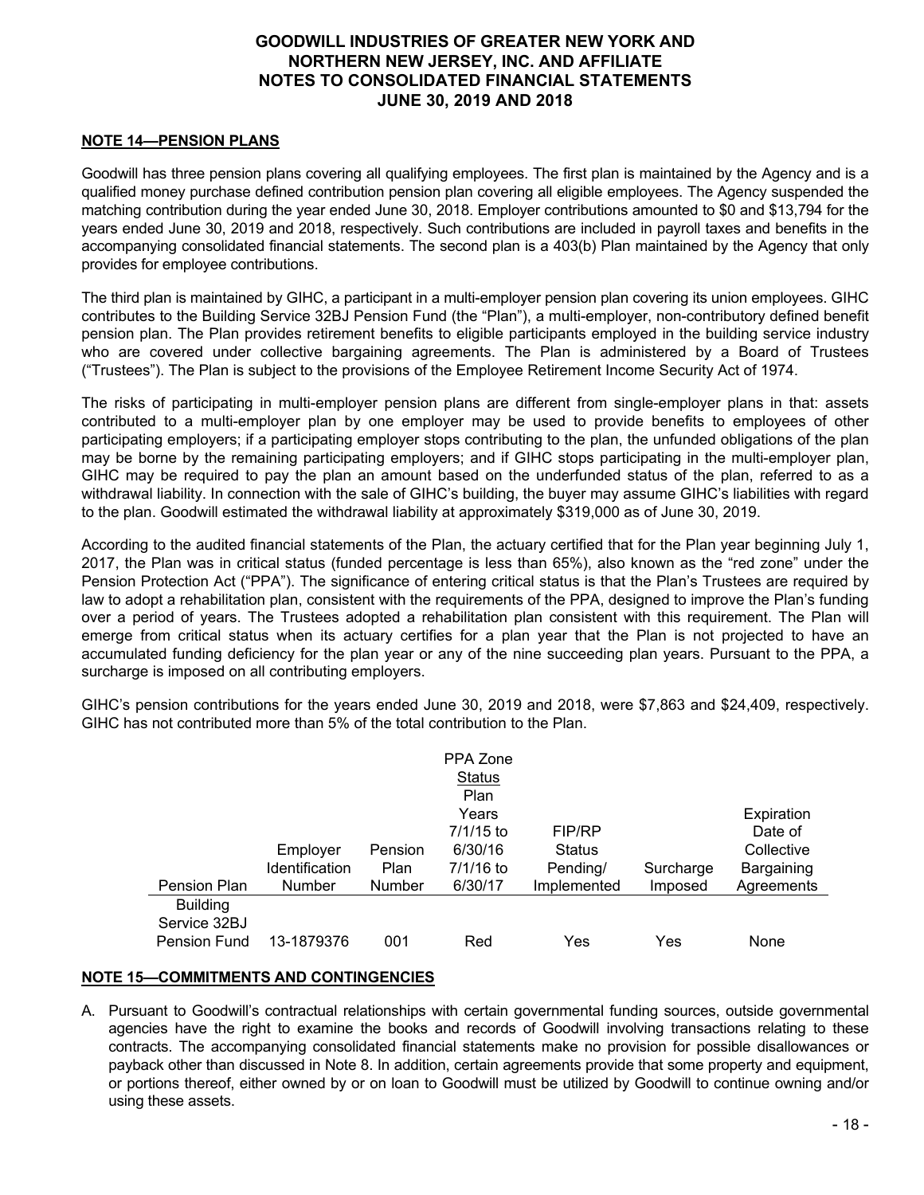## NOTE 14—PENSION PLANS

Goodwill has three pension plans covering all qualifying employees. The first plan is maintained by the Agency and is a qualified money purchase defined contribution pension plan covering all eligible employees. The Agency suspended the matching contribution during the year ended June 30, 2018. Employer contributions amounted to $0 and $13,794 for the years ended June 30, 2019 and 2018, respectively. Such contributions are included in payroll taxes and benefits in the accompanying consolidated financial statements. The second plan is a 403(b) Plan maintained by the Agency that only provides for employee contributions.

The third plan is maintained by GIHC, a participant in a multi-employer pension plan covering its union employees. GIHC contributes to the Building Service 32BJ Pension Fund (the "Plan"), a multi-employer, non-contributory defined benefit pension plan. The Plan provides retirement benefits to eligible participants employed in the building service industry who are covered under collective bargaining agreements. The Plan is administered by a Board of Trustees ("Trustees"). The Plan is subject to the provisions of the Employee Retirement Income Security Act of 1974.

The risks of participating in multi-employer pension plans are different from single-employer plans in that: assets contributed to a multi-employer plan by one employer may be used to provide benefits to employees of other participating employers; if a participating employer stops contributing to the plan, the unfunded obligations of the plan may be borne by the remaining participating employers; and if GIHC stops participating in the multi-employer plan, GIHC may be required to pay the plan an amount based on the underfunded status of the plan, referred to as a withdrawal liability. In connection with the sale of GIHC's building, the buyer may assume GIHC's liabilities with regard to the plan. Goodwill estimated the withdrawal liability at approximately $319,000 as of June 30, 2019.

According to the audited financial statements of the Plan, the actuary certified that for the Plan year beginning July 1, 2017, the Plan was in critical status (funded percentage is less than 65%), also known as the "red zone" under the Pension Protection Act ("PPA"). The significance of entering critical status is that the Plan's Trustees are required by law to adopt a rehabilitation plan, consistent with the requirements of the PPA, designed to improve the Plan's funding over a period of years. The Trustees adopted a rehabilitation plan consistent with this requirement. The Plan will emerge from critical status when its actuary certifies for a plan year that the Plan is not projected to have an accumulated funding deficiency for the plan year or any of the nine succeeding plan years. Pursuant to the PPA, a surcharge is imposed on all contributing employers.

GIHC's pension contributions for the years ended June 30, 2019 and 2018, were $7,863 and $24,409, respectively. GIHC has not contributed more than 5% of the total contribution to the Plan.

| Pension Plan | Employer Identification Number | Pension Plan Number | PPA Zone Status Plan Years 7/1/15 to 6/30/16 7/1/16 to 6/30/17 | FIP/RP Status Pending/ Implemented | Surcharge Imposed | Expiration Date of Collective Bargaining Agreements |
|---|---|---|---|---|---|---|
| Building Service 32BJ Pension Fund | 13-1879376 | 001 | Red | Yes | Yes | None |

## NOTE 15—COMMITMENTS AND CONTINGENCIES

A. Pursuant to Goodwill's contractual relationships with certain governmental funding sources, outside governmental agencies have the right to examine the books and records of Goodwill involving transactions relating to these contracts. The accompanying consolidated financial statements make no provision for possible disallowances or payback other than discussed in Note 8. In addition, certain agreements provide that some property and equipment, or portions thereof, either owned by or on loan to Goodwill must be utilized by Goodwill to continue owning and/or using these assets.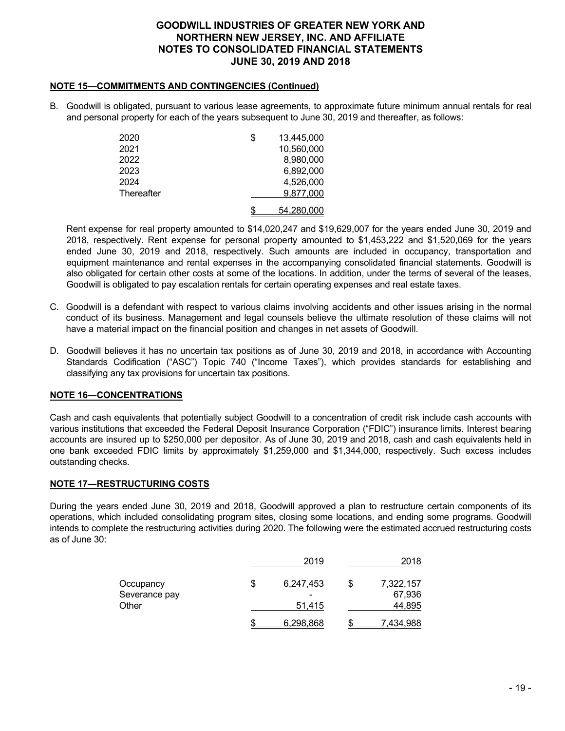# GOODWILL INDUSTRIES OF GREATER NEW YORK AND NORTHERN NEW JERSEY, INC. AND AFFILIATE
## NOTES TO CONSOLIDATED FINANCIAL STATEMENTS
## JUNE 30, 2019 AND 2018

**NOTE 15—COMMITMENTS AND CONTINGENCIES (Continued)**

B. Goodwill is obligated, pursuant to various lease agreements, to approximate future minimum annual rentals for real and personal property for each of the years subsequent to June 30, 2019 and thereafter, as follows:

| | |
|---|---|
| 2020 | $ 13,445,000 |
| 2021 | 10,560,000 |
| 2022 | 8,980,000 |
| 2023 | 6,892,000 |
| 2024 | 4,526,000 |
| Thereafter | 9,877,000 |
| | $ 54,280,000 |

Rent expense for real property amounted to $14,020,247 and $19,629,007 for the years ended June 30, 2019 and 2018, respectively. Rent expense for personal property amounted to $1,453,222 and $1,520,069 for the years ended June 30, 2019 and 2018, respectively. Such amounts are included in occupancy, transportation and equipment maintenance and rental expenses in the accompanying consolidated financial statements. Goodwill is also obligated for certain other costs at some of the locations. In addition, under the terms of several of the leases, Goodwill is obligated to pay escalation rentals for certain operating expenses and real estate taxes.

C. Goodwill is a defendant with respect to various claims involving accidents and other issues arising in the normal conduct of its business. Management and legal counsels believe the ultimate resolution of these claims will not have a material impact on the financial position and changes in net assets of Goodwill.

D. Goodwill believes it has no uncertain tax positions as of June 30, 2019 and 2018, in accordance with Accounting Standards Codification ("ASC") Topic 740 ("Income Taxes"), which provides standards for establishing and classifying any tax provisions for uncertain tax positions.

**NOTE 16—CONCENTRATIONS**

Cash and cash equivalents that potentially subject Goodwill to a concentration of credit risk include cash accounts with various institutions that exceeded the Federal Deposit Insurance Corporation ("FDIC") insurance limits. Interest bearing accounts are insured up to $250,000 per depositor. As of June 30, 2019 and 2018, cash and cash equivalents held in one bank exceeded FDIC limits by approximately $1,259,000 and $1,344,000, respectively. Such excess includes outstanding checks.

**NOTE 17—RESTRUCTURING COSTS**

During the years ended June 30, 2019 and 2018, Goodwill approved a plan to restructure certain components of its operations, which included consolidating program sites, closing some locations, and ending some programs. Goodwill intends to complete the restructuring activities during 2020. The following were the estimated accrued restructuring costs as of June 30:

| | 2019 | 2018 |
|---|---|---|
| Occupancy | $ 6,247,453 | $ 7,322,157 |
| Severance pay | - | 67,936 |
| Other | 51,415 | 44,895 |
| | $ 6,298,868 | $ 7,434,988 |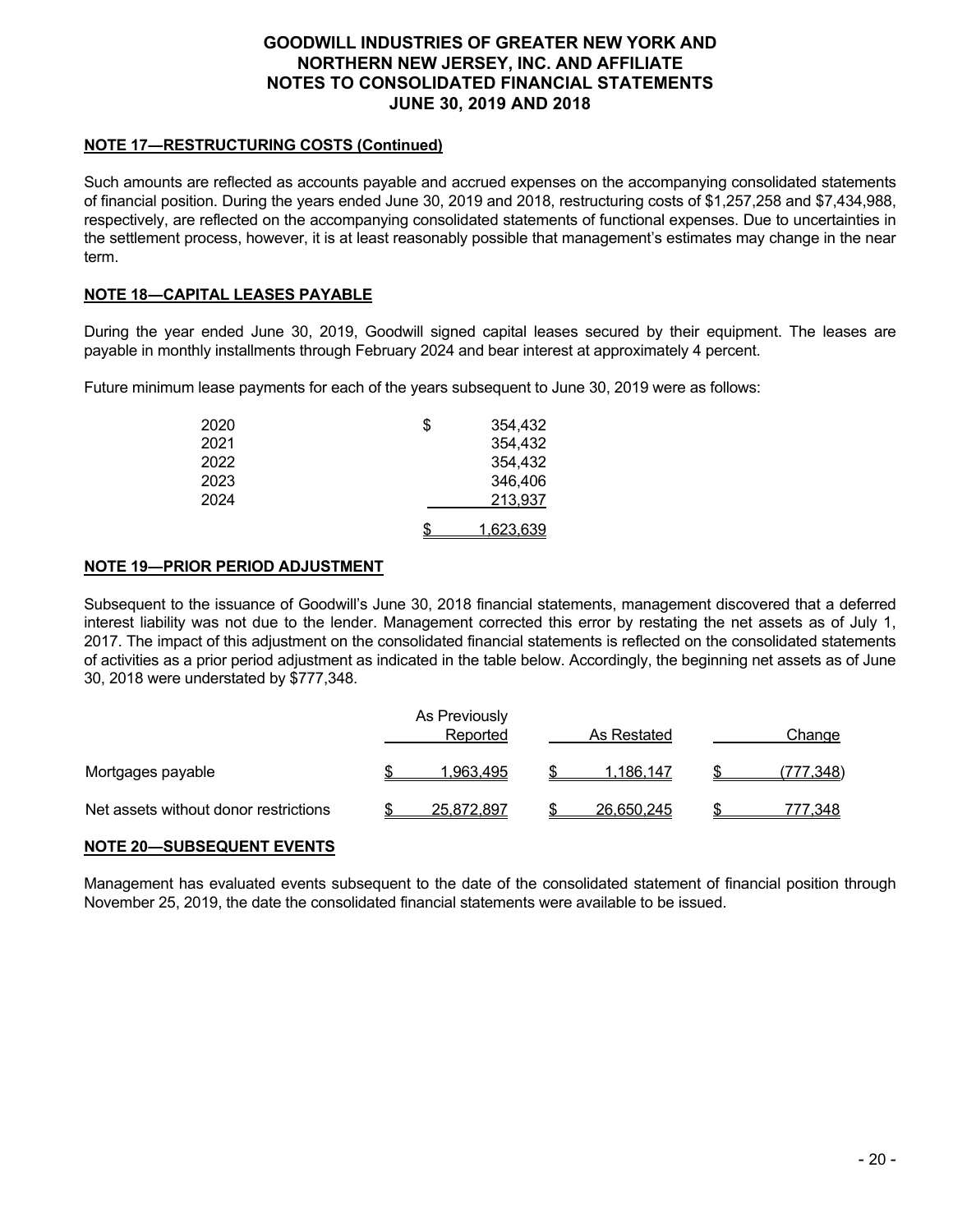**NOTE 17—RESTRUCTURING COSTS (Continued)**

Such amounts are reflected as accounts payable and accrued expenses on the accompanying consolidated statements of financial position. During the years ended June 30, 2019 and 2018, restructuring costs of $1,257,258 and $7,434,988, respectively, are reflected on the accompanying consolidated statements of functional expenses. Due to uncertainties in the settlement process, however, it is at least reasonably possible that management's estimates may change in the near term.

**NOTE 18—CAPITAL LEASES PAYABLE**

During the year ended June 30, 2019, Goodwill signed capital leases secured by their equipment. The leases are payable in monthly installments through February 2024 and bear interest at approximately 4 percent.

Future minimum lease payments for each of the years subsequent to June 30, 2019 were as follows:

| | |
|---|---|
| 2020 | $ 354,432 |
| 2021 | 354,432 |
| 2022 | 354,432 |
| 2023 | 346,406 |
| 2024 | 213,937 |
| | $ 1,623,639 |

**NOTE 19—PRIOR PERIOD ADJUSTMENT**

Subsequent to the issuance of Goodwill's June 30, 2018 financial statements, management discovered that a deferred interest liability was not due to the lender. Management corrected this error by restating the net assets as of July 1, 2017. The impact of this adjustment on the consolidated financial statements is reflected on the consolidated statements of activities as a prior period adjustment as indicated in the table below. Accordingly, the beginning net assets as of June 30, 2018 were understated by $777,348.

| | As Previously Reported | As Restated | Change |
|---|---|---|---|
| Mortgages payable | $ 1,963,495 | $ 1,186,147 | $ (777,348) |
| Net assets without donor restrictions | $ 25,872,897 | $ 26,650,245 | $ 777,348 |

**NOTE 20—SUBSEQUENT EVENTS**

Management has evaluated events subsequent to the date of the consolidated statement of financial position through November 25, 2019, the date the consolidated financial statements were available to be issued.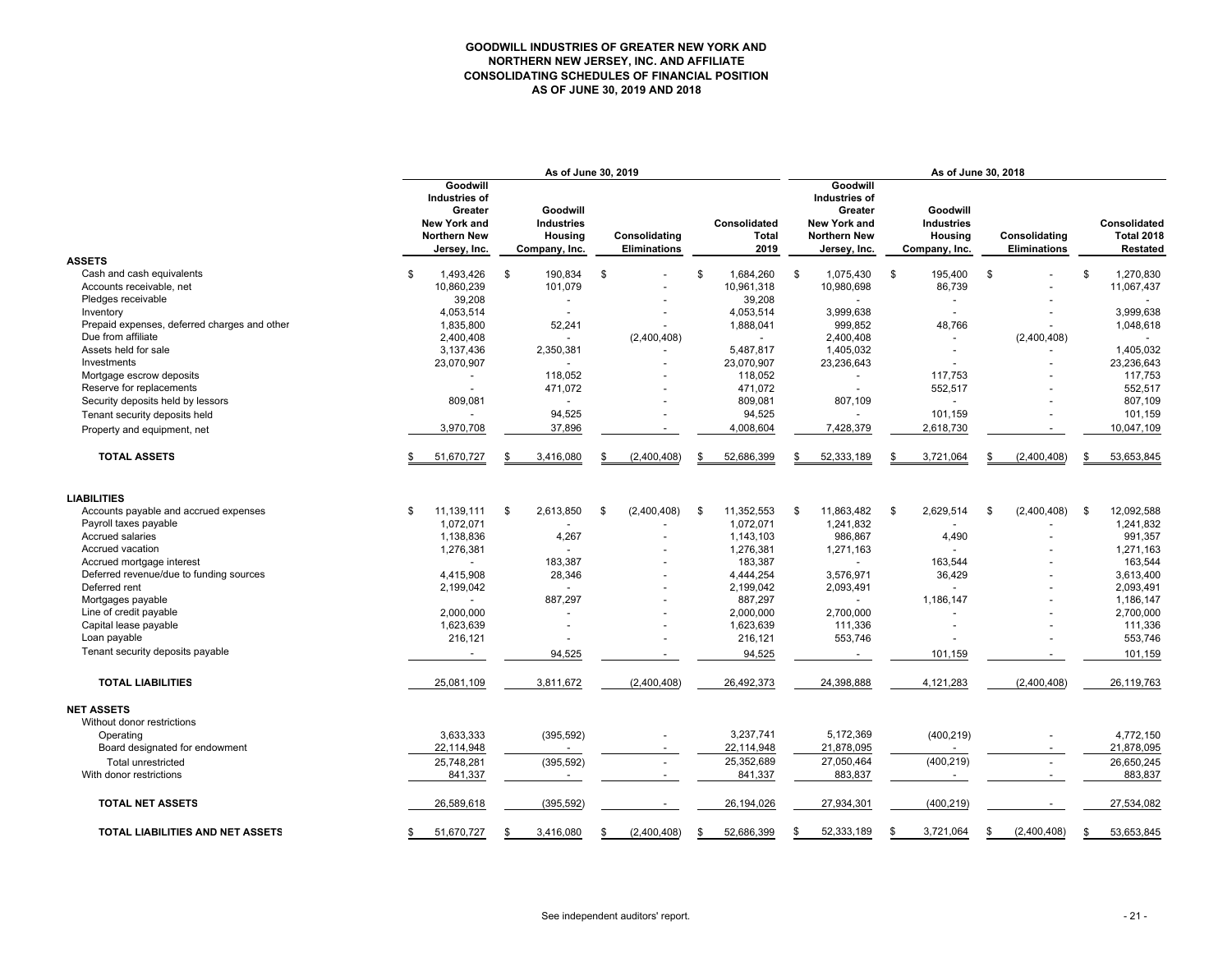# GOODWILL INDUSTRIES OF GREATER NEW YORK AND NORTHERN NEW JERSEY, INC. AND AFFILIATE
## CONSOLIDATING SCHEDULES OF FINANCIAL POSITION
## AS OF JUNE 30, 2019 AND 2018

| | As of June 30, 2019 | | | | As of June 30, 2018 | | | |
|---|---|---|---|---|---|---|---|---|
| | Goodwill Industries of Greater New York and Northern New Jersey, Inc. | Goodwill Industries Housing Company, Inc. | Consolidating Eliminations | Consolidated Total 2019 | Goodwill Industries of Greater New York and Northern New Jersey, Inc. | Goodwill Industries Housing Company, Inc. | Consolidating Eliminations | Consolidated Total 2018 Restated |
| **ASSETS** | | | | | | | | |
| Cash and cash equivalents | $ 1,493,426 | $ 190,834 | $ - | $ 1,684,260 | $ 1,075,430 | $ 195,400 | $ - | $ 1,270,830 |
| Accounts receivable, net | 10,860,239 | 101,079 | - | 10,961,318 | 10,980,698 | 86,739 | - | 11,067,437 |
| Pledges receivable | 39,208 | - | - | 39,208 | - | - | - | - |
| Inventory | 4,053,514 | - | - | 4,053,514 | 3,999,638 | - | - | 3,999,638 |
| Prepaid expenses, deferred charges and other | 1,835,800 | 52,241 | - | 1,888,041 | 999,852 | 48,766 | - | 1,048,618 |
| Due from affiliate | 2,400,408 | - | (2,400,408) | - | 2,400,408 | - | (2,400,408) | - |
| Assets held for sale | 3,137,436 | 2,350,381 | - | 5,487,817 | 1,405,032 | - | - | 1,405,032 |
| Investments | 23,070,907 | - | - | 23,070,907 | 23,236,643 | - | - | 23,236,643 |
| Mortgage escrow deposits | - | 118,052 | - | 118,052 | - | 117,753 | - | 117,753 |
| Reserve for replacements | - | 471,072 | - | 471,072 | - | 552,517 | - | 552,517 |
| Security deposits held by lessors | 809,081 | - | - | 809,081 | 807,109 | - | - | 807,109 |
| Tenant security deposits held | - | 94,525 | - | 94,525 | - | 101,159 | - | 101,159 |
| Property and equipment, net | 3,970,708 | 37,896 | - | 4,008,604 | 7,428,379 | 2,618,730 | - | 10,047,109 |
| **TOTAL ASSETS** | $ 51,670,727 | $ 3,416,080 | $ (2,400,408) | $ 52,686,399 | $ 52,333,189 | $ 3,721,064 | $ (2,400,408) | $ 53,653,845 |
| **LIABILITIES** | | | | | | | | |
| Accounts payable and accrued expenses | $ 11,139,111 | $ 2,613,850 | $ (2,400,408) | $ 11,352,553 | $ 11,863,482 | $ 2,629,514 | $ (2,400,408) | $ 12,092,588 |
| Payroll taxes payable | 1,072,071 | - | - | 1,072,071 | 1,241,832 | - | - | 1,241,832 |
| Accrued salaries | 1,138,836 | 4,267 | - | 1,143,103 | 986,867 | 4,490 | - | 991,357 |
| Accrued vacation | 1,276,381 | - | - | 1,276,381 | 1,271,163 | - | - | 1,271,163 |
| Accrued mortgage interest | - | 183,387 | - | 183,387 | - | 163,544 | - | 163,544 |
| Deferred revenue/due to funding sources | 4,415,908 | 28,346 | - | 4,444,254 | 3,576,971 | 36,429 | - | 3,613,400 |
| Deferred rent | 2,199,042 | - | - | 2,199,042 | 2,093,491 | - | - | 2,093,491 |
| Mortgages payable | - | 887,297 | - | 887,297 | - | 1,186,147 | - | 1,186,147 |
| Line of credit payable | 2,000,000 | - | - | 2,000,000 | 2,700,000 | - | - | 2,700,000 |
| Capital lease payable | 1,623,639 | - | - | 1,623,639 | 111,336 | - | - | 111,336 |
| Loan payable | 216,121 | - | - | 216,121 | 553,746 | - | - | 553,746 |
| Tenant security deposits payable | - | 94,525 | - | 94,525 | - | 101,159 | - | 101,159 |
| **TOTAL LIABILITIES** | 25,081,109 | 3,811,672 | (2,400,408) | 26,492,373 | 24,398,888 | 4,121,283 | (2,400,408) | 26,119,763 |
| **NET ASSETS** | | | | | | | | |
| Without donor restrictions | | | | | | | | |
| Operating | 3,633,333 | (395,592) | - | 3,237,741 | 5,172,369 | (400,219) | - | 4,772,150 |
| Board designated for endowment | 22,114,948 | - | - | 22,114,948 | 21,878,095 | - | - | 21,878,095 |
| Total unrestricted | 25,748,281 | (395,592) | - | 25,352,689 | 27,050,464 | (400,219) | - | 26,650,245 |
| With donor restrictions | 841,337 | - | - | 841,337 | 883,837 | - | - | 883,837 |
| **TOTAL NET ASSETS** | 26,589,618 | (395,592) | - | 26,194,026 | 27,934,301 | (400,219) | - | 27,534,082 |
| **TOTAL LIABILITIES AND NET ASSETS** | $ 51,670,727 | $ 3,416,080 | $ (2,400,408) | $ 52,686,399 | $ 52,333,189 | $ 3,721,064 | $ (2,400,408) | $ 53,653,845 |

See independent auditors' report.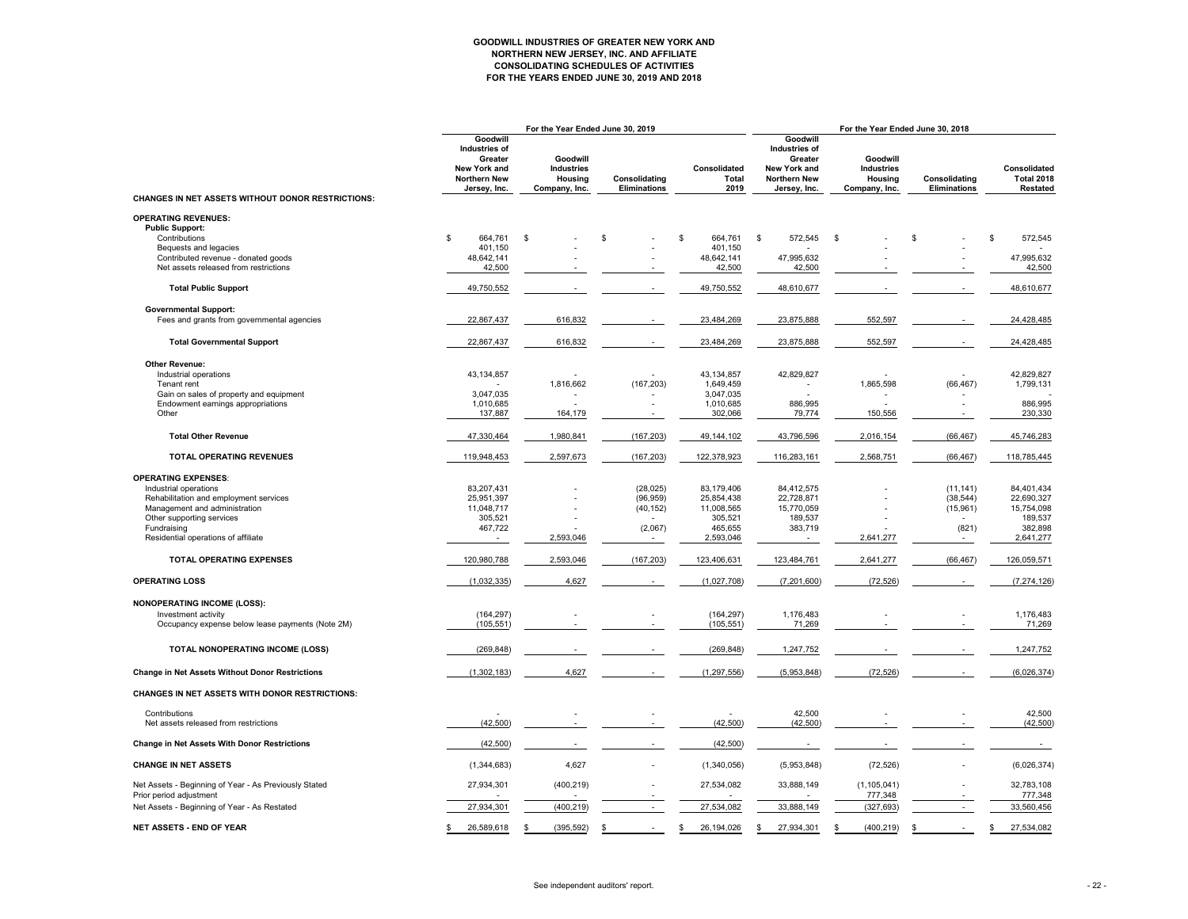# GOODWILL INDUSTRIES OF GREATER NEW YORK AND NORTHERN NEW JERSEY, INC. AND AFFILIATE
## CONSOLIDATING SCHEDULES OF ACTIVITIES
## FOR THE YEARS ENDED JUNE 30, 2019 AND 2018

| | For the Year Ended June 30, 2019 | | | | For the Year Ended June 30, 2018 | | | |
|---|---|---|---|---|---|---|---|---|
| | Goodwill Industries of Greater New York and Northern New Jersey, Inc. | Goodwill Industries Housing Company, Inc. | Consolidating Eliminations | Consolidated Total 2019 | Goodwill Industries of Greater New York and Northern New Jersey, Inc. | Goodwill Industries Housing Company, Inc. | Consolidating Eliminations | Consolidated Total 2018 Restated |
| **CHANGES IN NET ASSETS WITHOUT DONOR RESTRICTIONS:** | | | | | | | | |
| **OPERATING REVENUES:** | | | | | | | | |
| **Public Support:** | | | | | | | | |
| Contributions | $ 664,761 | $ - | $ - | $ 664,761 | $ 572,545 | $ - | $ - | $ 572,545 |
| Bequests and legacies | 401,150 | - | - | 401,150 | - | - | - | - |
| Contributed revenue - donated goods | 48,642,141 | - | - | 48,642,141 | 47,995,632 | - | - | 47,995,632 |
| Net assets released from restrictions | 42,500 | - | - | 42,500 | 42,500 | - | - | 42,500 |
| **Total Public Support** | 49,750,552 | - | - | 49,750,552 | 48,610,677 | - | - | 48,610,677 |
| **Governmental Support:** | | | | | | | | |
| Fees and grants from governmental agencies | 22,867,437 | 616,832 | - | 23,484,269 | 23,875,888 | 552,597 | - | 24,428,485 |
| **Total Governmental Support** | 22,867,437 | 616,832 | - | 23,484,269 | 23,875,888 | 552,597 | - | 24,428,485 |
| **Other Revenue:** | | | | | | | | |
| Industrial operations | 43,134,857 | - | - | 43,134,857 | 42,829,827 | - | - | 42,829,827 |
| Tenant rent | - | 1,816,662 | (167,203) | 1,649,459 | - | 1,865,598 | (66,467) | 1,799,131 |
| Gain on sales of property and equipment | 3,047,035 | - | - | 3,047,035 | - | - | - | - |
| Endowment earnings appropriations | 1,010,685 | - | - | 1,010,685 | 886,995 | - | - | 886,995 |
| Other | 137,887 | 164,179 | - | 302,066 | 79,774 | 150,556 | - | 230,330 |
| **Total Other Revenue** | 47,330,464 | 1,980,841 | (167,203) | 49,144,102 | 43,796,596 | 2,016,154 | (66,467) | 45,746,283 |
| **TOTAL OPERATING REVENUES** | 119,948,453 | 2,597,673 | (167,203) | 122,378,923 | 116,283,161 | 2,568,751 | (66,467) | 118,785,445 |
| **OPERATING EXPENSES:** | | | | | | | | |
| Industrial operations | 83,207,431 | - | (28,025) | 83,179,406 | 84,412,575 | - | (11,141) | 84,401,434 |
| Rehabilitation and employment services | 25,951,397 | - | (96,959) | 25,854,438 | 22,728,871 | - | (38,544) | 22,690,327 |
| Management and administration | 11,048,717 | - | (40,152) | 11,008,565 | 15,770,059 | - | (15,961) | 15,754,098 |
| Other supporting services | 305,521 | - | - | 305,521 | 189,537 | - | - | 189,537 |
| Fundraising | 467,722 | - | (2,067) | 465,655 | 383,719 | - | (821) | 382,898 |
| Residential operations of affiliate | - | 2,593,046 | - | 2,593,046 | - | 2,641,277 | - | 2,641,277 |
| **TOTAL OPERATING EXPENSES** | 120,980,788 | 2,593,046 | (167,203) | 123,406,631 | 123,484,761 | 2,641,277 | (66,467) | 126,059,571 |
| **OPERATING LOSS** | (1,032,335) | 4,627 | - | (1,027,708) | (7,201,600) | (72,526) | - | (7,274,126) |
| **NONOPERATING INCOME (LOSS):** | | | | | | | | |
| Investment activity | (164,297) | - | - | (164,297) | 1,176,483 | - | - | 1,176,483 |
| Occupancy expense below lease payments (Note 2M) | (105,551) | - | - | (105,551) | 71,269 | - | - | 71,269 |
| **TOTAL NONOPERATING INCOME (LOSS)** | (269,848) | - | - | (269,848) | 1,247,752 | - | - | 1,247,752 |
| **Change in Net Assets Without Donor Restrictions** | (1,302,183) | 4,627 | - | (1,297,556) | (5,953,848) | (72,526) | - | (6,026,374) |
| **CHANGES IN NET ASSETS WITH DONOR RESTRICTIONS:** | | | | | | | | |
| Contributions | - | - | - | - | 42,500 | - | - | 42,500 |
| Net assets released from restrictions | (42,500) | - | - | (42,500) | (42,500) | - | - | (42,500) |
| **Change in Net Assets With Donor Restrictions** | (42,500) | - | - | (42,500) | - | - | - | - |
| **CHANGE IN NET ASSETS** | (1,344,683) | 4,627 | - | (1,340,056) | (5,953,848) | (72,526) | - | (6,026,374) |
| Net Assets - Beginning of Year - As Previously Stated | 27,934,301 | (400,219) | - | 27,534,082 | 33,888,149 | (1,105,041) | - | 32,783,108 |
| Prior period adjustment | - | - | - | - | - | 777,348 | - | 777,348 |
| Net Assets - Beginning of Year - As Restated | 27,934,301 | (400,219) | - | 27,534,082 | 33,888,149 | (327,693) | - | 33,560,456 |
| **NET ASSETS - END OF YEAR** | $ 26,589,618 | $ (395,592) | $ - | $ 26,194,026 | $ 27,934,301 | $ (400,219) | $ - | $ 27,534,082 |

See independent auditors' report.